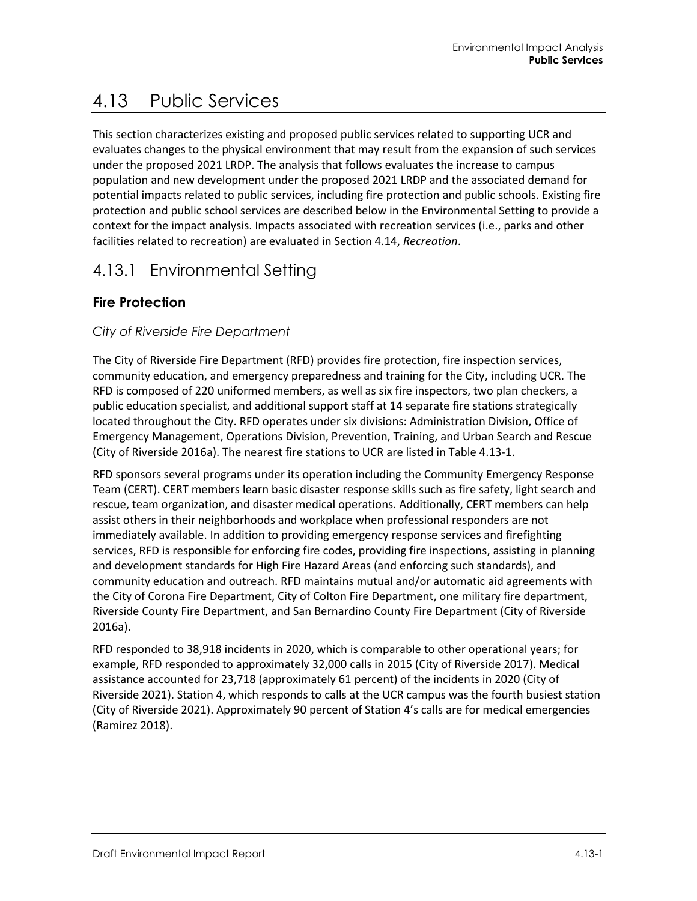# 4.13 Public Services

This section characterizes existing and proposed public services related to supporting UCR and evaluates changes to the physical environment that may result from the expansion of such services under the proposed 2021 LRDP. The analysis that follows evaluates the increase to campus population and new development under the proposed 2021 LRDP and the associated demand for potential impacts related to public services, including fire protection and public schools. Existing fire protection and public school services are described below in the Environmental Setting to provide a context for the impact analysis. Impacts associated with recreation services (i.e., parks and other facilities related to recreation) are evaluated in Section 4.14, *Recreation*.

## 4.13.1 Environmental Setting

### Fire Protection

*City of Riverside Fire Department*

The City of Riverside Fire Department (RFD) provides fire protection, fire inspection services, community education, and emergency preparedness and training for the City, including UCR. The RFD is composed of 220 uniformed members, as well as six fire inspectors, two plan checkers, a public education specialist, and additional support staff at 14 separate fire stations strategically located throughout the City. RFD operates under six divisions: Administration Division, Office of Emergency Management, Operations Division, Prevention, Training, and Urban Search and Rescue (City of Riverside 2016a). The nearest fire stations to UCR are listed in Table 4.13-1.

RFD sponsors several programs under its operation including the Community Emergency Response Team (CERT). CERT members learn basic disaster response skills such as fire safety, light search and rescue, team organization, and disaster medical operations. Additionally, CERT members can help assist others in their neighborhoods and workplace when professional responders are not immediately available. In addition to providing emergency response services and firefighting services, RFD is responsible for enforcing fire codes, providing fire inspections, assisting in planning and development standards for High Fire Hazard Areas (and enforcing such standards), and community education and outreach. RFD maintains mutual and/or automatic aid agreements with the City of Corona Fire Department, City of Colton Fire Department, one military fire department, Riverside County Fire Department, and San Bernardino County Fire Department (City of Riverside 2016a).

RFD responded to 38,918 incidents in 2020, which is comparable to other operational years; for example, RFD responded to approximately 32,000 calls in 2015 (City of Riverside 2017). Medical assistance accounted for 23,718 (approximately 61 percent) of the incidents in 2020 (City of Riverside 2021). Station 4, which responds to calls at the UCR campus was the fourth busiest station (City of Riverside 2021). Approximately 90 percent of Station 4's calls are for medical emergencies (Ramirez 2018).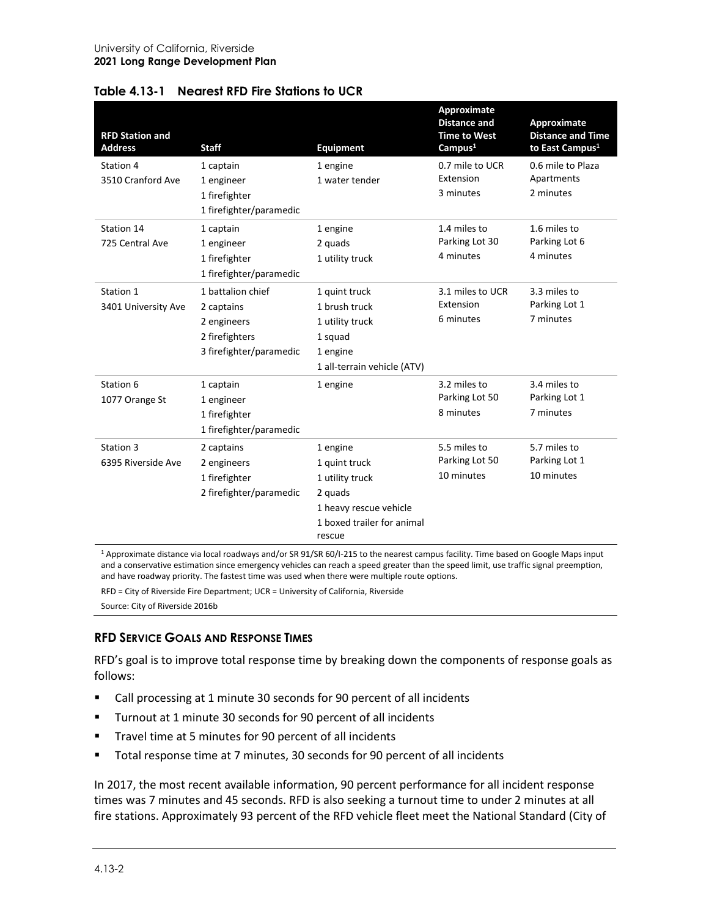**Table 4.13-1 Nearest RFD Fire Stations to UCR**

| RFD Station and Address | Staff | Equipment | Approximate Distance and Time to West Campus[1] | Approximate Distance and Time to East Campus[1] |
|---|---|---|---|---|
| Station 4<br>3510 Cranford Ave | 1 captain<br>1 engineer<br>1 firefighter<br>1 firefighter/paramedic | 1 engine<br>1 water tender | 0.7 mile to UCR Extension<br>3 minutes | 0.6 mile to Plaza Apartments<br>2 minutes |
| Station 14<br>725 Central Ave | 1 captain<br>1 engineer<br>1 firefighter<br>1 firefighter/paramedic | 1 engine<br>2 quads<br>1 utility truck | 1.4 miles to Parking Lot 30<br>4 minutes | 1.6 miles to Parking Lot 6<br>4 minutes |
| Station 1<br>3401 University Ave | 1 battalion chief<br>2 captains<br>2 engineers<br>2 firefighters<br>3 firefighter/paramedic | 1 quint truck<br>1 brush truck<br>1 utility truck<br>1 squad<br>1 engine<br>1 all-terrain vehicle (ATV) | 3.1 miles to UCR Extension<br>6 minutes | 3.3 miles to Parking Lot 1<br>7 minutes |
| Station 6<br>1077 Orange St | 1 captain<br>1 engineer<br>1 firefighter<br>1 firefighter/paramedic | 1 engine | 3.2 miles to Parking Lot 50<br>8 minutes | 3.4 miles to Parking Lot 1<br>7 minutes |
| Station 3<br>6395 Riverside Ave | 2 captains<br>2 engineers<br>1 firefighter<br>2 firefighter/paramedic | 1 engine<br>1 quint truck<br>1 utility truck<br>2 quads<br>1 heavy rescue vehicle<br>1 boxed trailer for animal rescue | 5.5 miles to Parking Lot 50<br>10 minutes | 5.7 miles to Parking Lot 1<br>10 minutes |

[1] Approximate distance via local roadways and/or SR 91/SR 60/I-215 to the nearest campus facility. Time based on Google Maps input and a conservative estimation since emergency vehicles can reach a speed greater than the speed limit, use traffic signal preemption, and have roadway priority. The fastest time was used when there were multiple route options.

RFD = City of Riverside Fire Department; UCR = University of California, Riverside

Source: City of Riverside 2016b

### RFD Service Goals and Response Times

RFD's goal is to improve total response time by breaking down the components of response goals as follows:

- Call processing at 1 minute 30 seconds for 90 percent of all incidents
- Turnout at 1 minute 30 seconds for 90 percent of all incidents
- Travel time at 5 minutes for 90 percent of all incidents
- Total response time at 7 minutes, 30 seconds for 90 percent of all incidents

In 2017, the most recent available information, 90 percent performance for all incident response times was 7 minutes and 45 seconds. RFD is also seeking a turnout time to under 2 minutes at all fire stations. Approximately 93 percent of the RFD vehicle fleet meet the National Standard (City of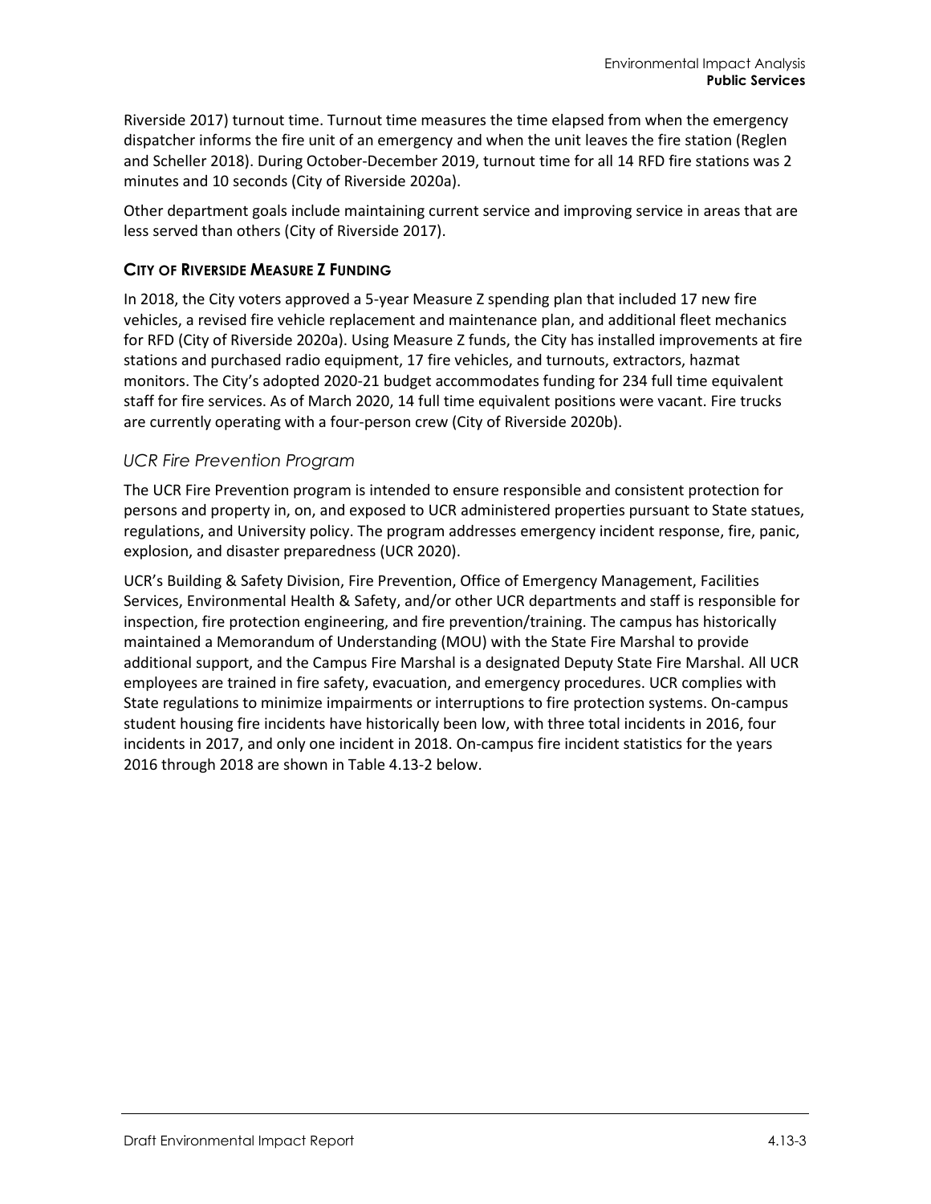Riverside 2017) turnout time. Turnout time measures the time elapsed from when the emergency dispatcher informs the fire unit of an emergency and when the unit leaves the fire station (Reglen and Scheller 2018). During October-December 2019, turnout time for all 14 RFD fire stations was 2 minutes and 10 seconds (City of Riverside 2020a).

Other department goals include maintaining current service and improving service in areas that are less served than others (City of Riverside 2017).

#### CITY OF RIVERSIDE MEASURE Z FUNDING

In 2018, the City voters approved a 5-year Measure Z spending plan that included 17 new fire vehicles, a revised fire vehicle replacement and maintenance plan, and additional fleet mechanics for RFD (City of Riverside 2020a). Using Measure Z funds, the City has installed improvements at fire stations and purchased radio equipment, 17 fire vehicles, and turnouts, extractors, hazmat monitors. The City's adopted 2020-21 budget accommodates funding for 234 full time equivalent staff for fire services. As of March 2020, 14 full time equivalent positions were vacant. Fire trucks are currently operating with a four-person crew (City of Riverside 2020b).

### *UCR Fire Prevention Program*

The UCR Fire Prevention program is intended to ensure responsible and consistent protection for persons and property in, on, and exposed to UCR administered properties pursuant to State statues, regulations, and University policy. The program addresses emergency incident response, fire, panic, explosion, and disaster preparedness (UCR 2020).

UCR's Building & Safety Division, Fire Prevention, Office of Emergency Management, Facilities Services, Environmental Health & Safety, and/or other UCR departments and staff is responsible for inspection, fire protection engineering, and fire prevention/training. The campus has historically maintained a Memorandum of Understanding (MOU) with the State Fire Marshal to provide additional support, and the Campus Fire Marshal is a designated Deputy State Fire Marshal. All UCR employees are trained in fire safety, evacuation, and emergency procedures. UCR complies with State regulations to minimize impairments or interruptions to fire protection systems. On-campus student housing fire incidents have historically been low, with three total incidents in 2016, four incidents in 2017, and only one incident in 2018. On-campus fire incident statistics for the years 2016 through 2018 are shown in Table 4.13-2 below.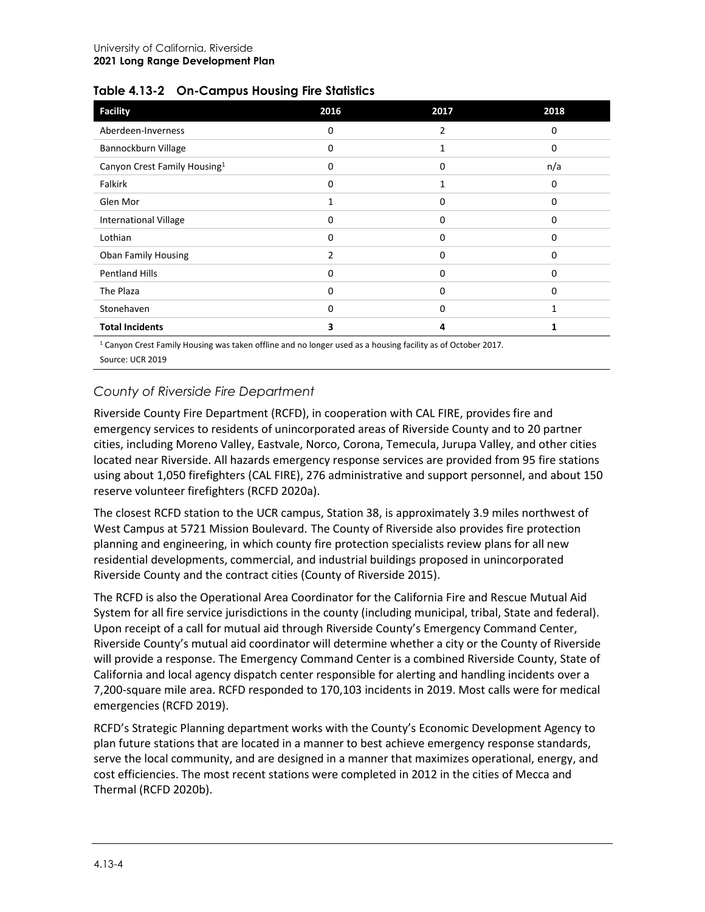**Table 4.13-2 On-Campus Housing Fire Statistics**

| Facility | 2016 | 2017 | 2018 |
|---|---|---|---|
| Aberdeen-Inverness | 0 | 2 | 0 |
| Bannockburn Village | 0 | 1 | 0 |
| Canyon Crest Family Housing[1] | 0 | 0 | n/a |
| Falkirk | 0 | 1 | 0 |
| Glen Mor | 1 | 0 | 0 |
| International Village | 0 | 0 | 0 |
| Lothian | 0 | 0 | 0 |
| Oban Family Housing | 2 | 0 | 0 |
| Pentland Hills | 0 | 0 | 0 |
| The Plaza | 0 | 0 | 0 |
| Stonehaven | 0 | 0 | 1 |
| **Total Incidents** | **3** | **4** | **1** |

[1] Canyon Crest Family Housing was taken offline and no longer used as a housing facility as of October 2017.

Source: UCR 2019

### *County of Riverside Fire Department*

Riverside County Fire Department (RCFD), in cooperation with CAL FIRE, provides fire and emergency services to residents of unincorporated areas of Riverside County and to 20 partner cities, including Moreno Valley, Eastvale, Norco, Corona, Temecula, Jurupa Valley, and other cities located near Riverside. All hazards emergency response services are provided from 95 fire stations using about 1,050 firefighters (CAL FIRE), 276 administrative and support personnel, and about 150 reserve volunteer firefighters (RCFD 2020a).

The closest RCFD station to the UCR campus, Station 38, is approximately 3.9 miles northwest of West Campus at 5721 Mission Boulevard. The County of Riverside also provides fire protection planning and engineering, in which county fire protection specialists review plans for all new residential developments, commercial, and industrial buildings proposed in unincorporated Riverside County and the contract cities (County of Riverside 2015).

The RCFD is also the Operational Area Coordinator for the California Fire and Rescue Mutual Aid System for all fire service jurisdictions in the county (including municipal, tribal, State and federal). Upon receipt of a call for mutual aid through Riverside County's Emergency Command Center, Riverside County's mutual aid coordinator will determine whether a city or the County of Riverside will provide a response. The Emergency Command Center is a combined Riverside County, State of California and local agency dispatch center responsible for alerting and handling incidents over a 7,200-square mile area. RCFD responded to 170,103 incidents in 2019. Most calls were for medical emergencies (RCFD 2019).

RCFD's Strategic Planning department works with the County's Economic Development Agency to plan future stations that are located in a manner to best achieve emergency response standards, serve the local community, and are designed in a manner that maximizes operational, energy, and cost efficiencies. The most recent stations were completed in 2012 in the cities of Mecca and Thermal (RCFD 2020b).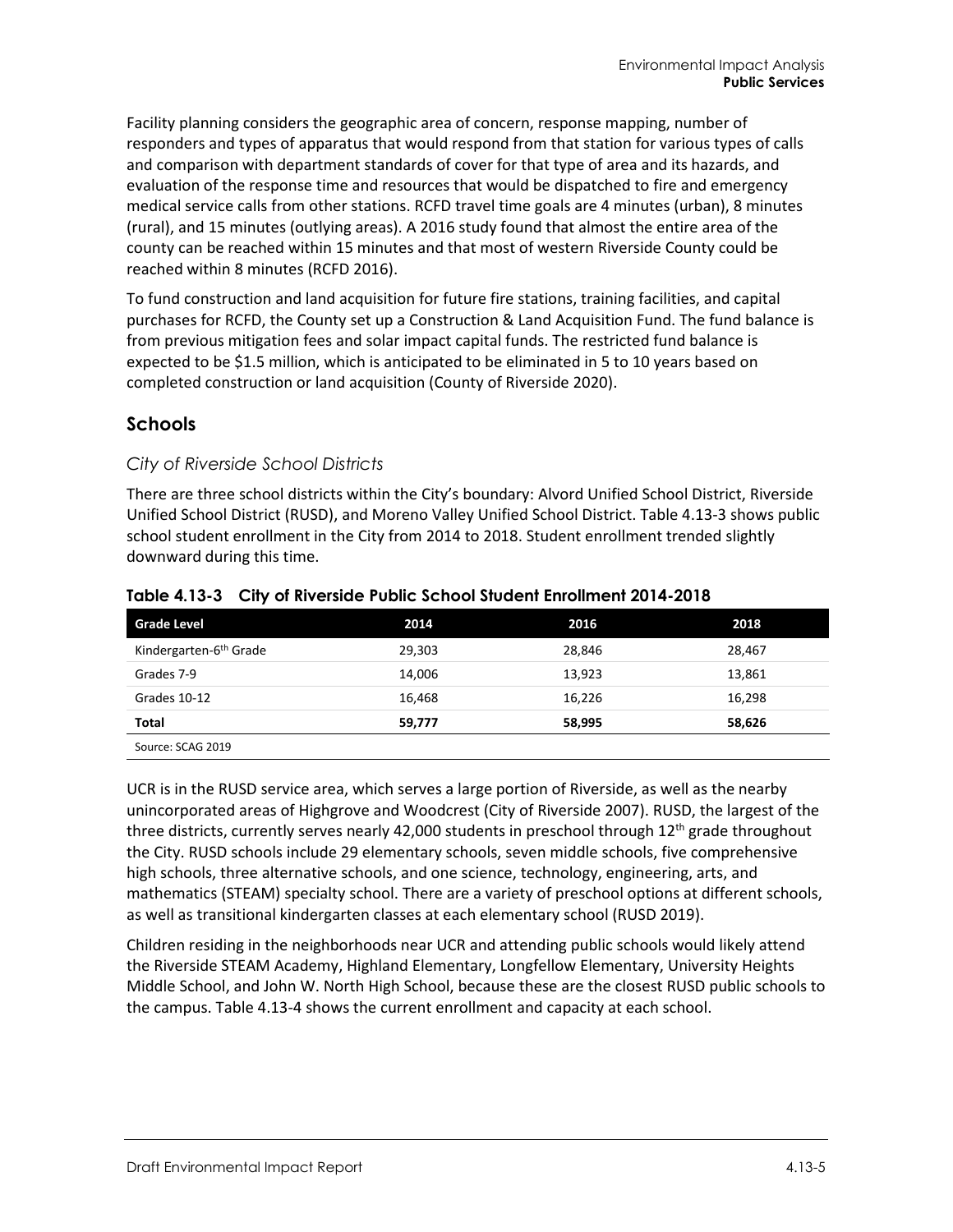Facility planning considers the geographic area of concern, response mapping, number of responders and types of apparatus that would respond from that station for various types of calls and comparison with department standards of cover for that type of area and its hazards, and evaluation of the response time and resources that would be dispatched to fire and emergency medical service calls from other stations. RCFD travel time goals are 4 minutes (urban), 8 minutes (rural), and 15 minutes (outlying areas). A 2016 study found that almost the entire area of the county can be reached within 15 minutes and that most of western Riverside County could be reached within 8 minutes (RCFD 2016).

To fund construction and land acquisition for future fire stations, training facilities, and capital purchases for RCFD, the County set up a Construction & Land Acquisition Fund. The fund balance is from previous mitigation fees and solar impact capital funds. The restricted fund balance is expected to be $1.5 million, which is anticipated to be eliminated in 5 to 10 years based on completed construction or land acquisition (County of Riverside 2020).

## Schools

### *City of Riverside School Districts*

There are three school districts within the City's boundary: Alvord Unified School District, Riverside Unified School District (RUSD), and Moreno Valley Unified School District. Table 4.13-3 shows public school student enrollment in the City from 2014 to 2018. Student enrollment trended slightly downward during this time.

**Table 4.13-3 City of Riverside Public School Student Enrollment 2014-2018**

| Grade Level | 2014 | 2016 | 2018 |
|---|---|---|---|
| Kindergarten-6th Grade | 29,303 | 28,846 | 28,467 |
| Grades 7-9 | 14,006 | 13,923 | 13,861 |
| Grades 10-12 | 16,468 | 16,226 | 16,298 |
| **Total** | **59,777** | **58,995** | **58,626** |

Source: SCAG 2019

UCR is in the RUSD service area, which serves a large portion of Riverside, as well as the nearby unincorporated areas of Highgrove and Woodcrest (City of Riverside 2007). RUSD, the largest of the three districts, currently serves nearly 42,000 students in preschool through 12th grade throughout the City. RUSD schools include 29 elementary schools, seven middle schools, five comprehensive high schools, three alternative schools, and one science, technology, engineering, arts, and mathematics (STEAM) specialty school. There are a variety of preschool options at different schools, as well as transitional kindergarten classes at each elementary school (RUSD 2019).

Children residing in the neighborhoods near UCR and attending public schools would likely attend the Riverside STEAM Academy, Highland Elementary, Longfellow Elementary, University Heights Middle School, and John W. North High School, because these are the closest RUSD public schools to the campus. Table 4.13-4 shows the current enrollment and capacity at each school.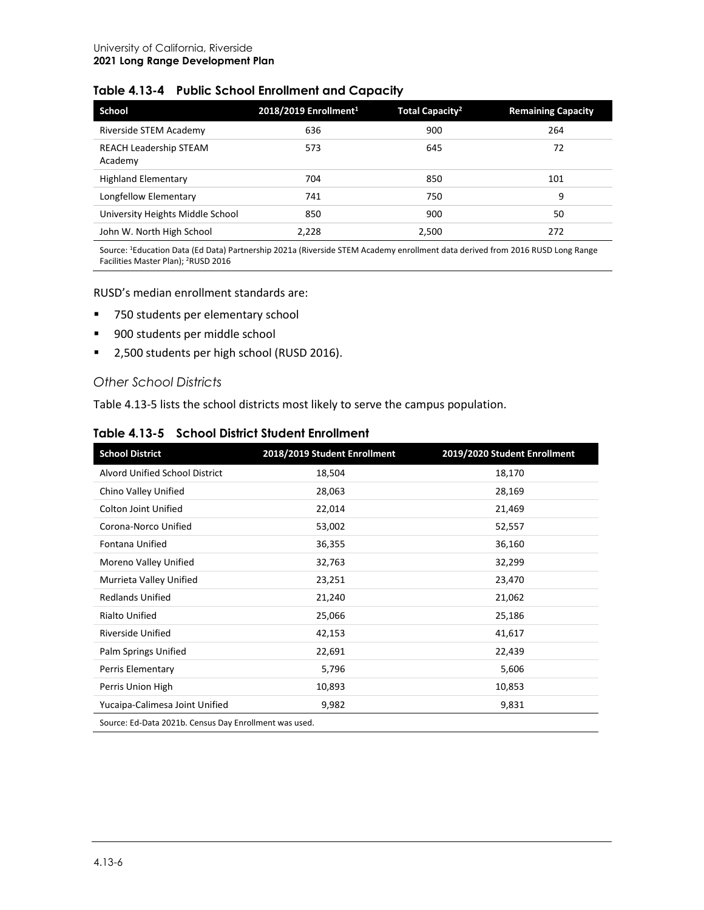**Table 4.13-4 Public School Enrollment and Capacity**

| School | 2018/2019 Enrollment[1] | Total Capacity[2] | Remaining Capacity |
|---|---|---|---|
| Riverside STEM Academy | 636 | 900 | 264 |
| REACH Leadership STEAM Academy | 573 | 645 | 72 |
| Highland Elementary | 704 | 850 | 101 |
| Longfellow Elementary | 741 | 750 | 9 |
| University Heights Middle School | 850 | 900 | 50 |
| John W. North High School | 2,228 | 2,500 | 272 |

Source: [1]Education Data (Ed Data) Partnership 2021a (Riverside STEM Academy enrollment data derived from 2016 RUSD Long Range Facilities Master Plan); [2]RUSD 2016

RUSD's median enrollment standards are:

- 750 students per elementary school
- 900 students per middle school
- 2,500 students per high school (RUSD 2016).

### *Other School Districts*

Table 4.13-5 lists the school districts most likely to serve the campus population.

**Table 4.13-5 School District Student Enrollment**

| School District | 2018/2019 Student Enrollment | 2019/2020 Student Enrollment |
|---|---|---|
| Alvord Unified School District | 18,504 | 18,170 |
| Chino Valley Unified | 28,063 | 28,169 |
| Colton Joint Unified | 22,014 | 21,469 |
| Corona-Norco Unified | 53,002 | 52,557 |
| Fontana Unified | 36,355 | 36,160 |
| Moreno Valley Unified | 32,763 | 32,299 |
| Murrieta Valley Unified | 23,251 | 23,470 |
| Redlands Unified | 21,240 | 21,062 |
| Rialto Unified | 25,066 | 25,186 |
| Riverside Unified | 42,153 | 41,617 |
| Palm Springs Unified | 22,691 | 22,439 |
| Perris Elementary | 5,796 | 5,606 |
| Perris Union High | 10,893 | 10,853 |
| Yucaipa-Calimesa Joint Unified | 9,982 | 9,831 |

Source: Ed-Data 2021b. Census Day Enrollment was used.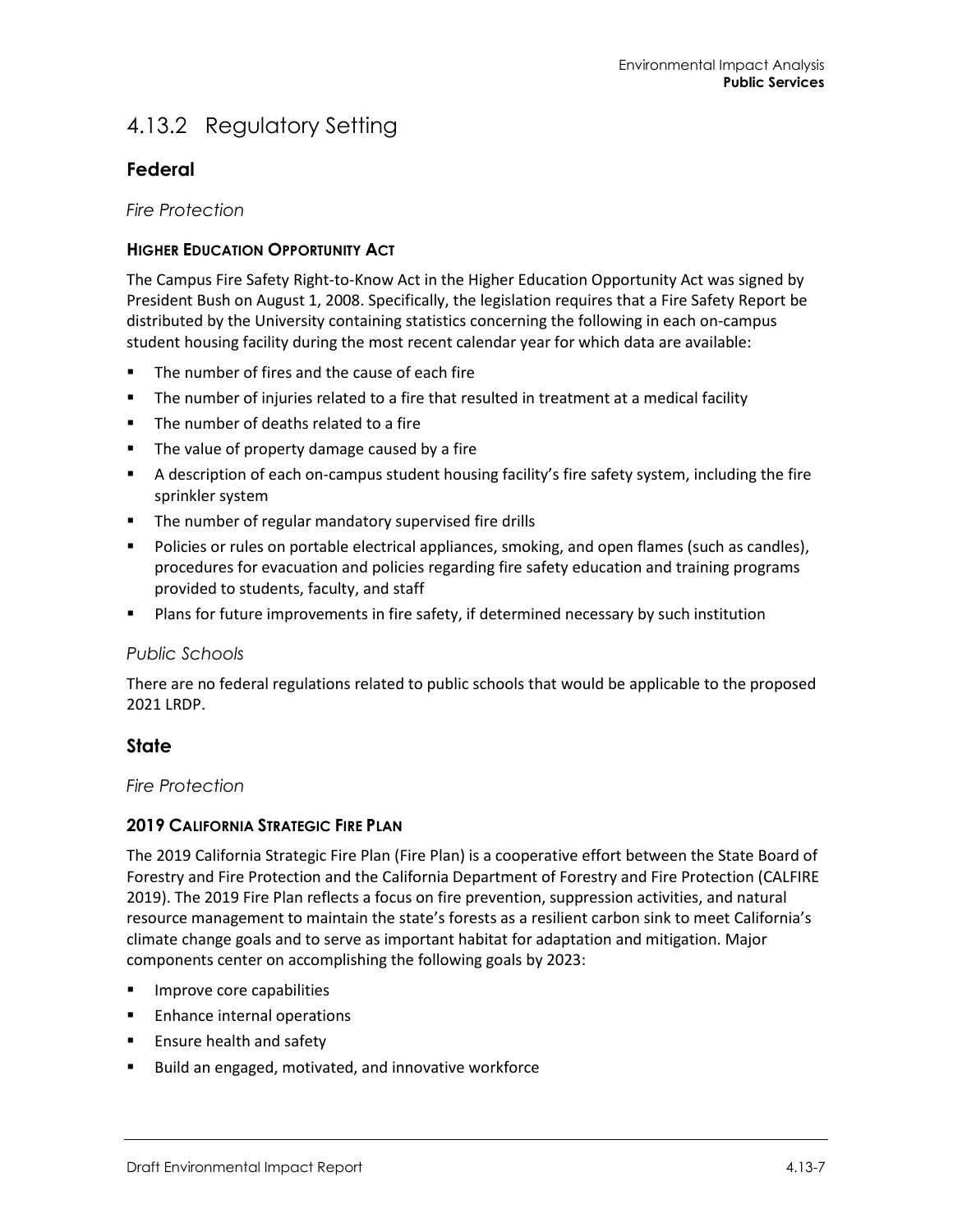## 4.13.2 Regulatory Setting

### Federal

*Fire Protection*

#### HIGHER EDUCATION OPPORTUNITY ACT

The Campus Fire Safety Right-to-Know Act in the Higher Education Opportunity Act was signed by President Bush on August 1, 2008. Specifically, the legislation requires that a Fire Safety Report be distributed by the University containing statistics concerning the following in each on-campus student housing facility during the most recent calendar year for which data are available:

- The number of fires and the cause of each fire
- The number of injuries related to a fire that resulted in treatment at a medical facility
- The number of deaths related to a fire
- The value of property damage caused by a fire
- A description of each on-campus student housing facility's fire safety system, including the fire sprinkler system
- The number of regular mandatory supervised fire drills
- Policies or rules on portable electrical appliances, smoking, and open flames (such as candles), procedures for evacuation and policies regarding fire safety education and training programs provided to students, faculty, and staff
- Plans for future improvements in fire safety, if determined necessary by such institution

*Public Schools*

There are no federal regulations related to public schools that would be applicable to the proposed 2021 LRDP.

### State

*Fire Protection*

#### 2019 CALIFORNIA STRATEGIC FIRE PLAN

The 2019 California Strategic Fire Plan (Fire Plan) is a cooperative effort between the State Board of Forestry and Fire Protection and the California Department of Forestry and Fire Protection (CALFIRE 2019). The 2019 Fire Plan reflects a focus on fire prevention, suppression activities, and natural resource management to maintain the state's forests as a resilient carbon sink to meet California's climate change goals and to serve as important habitat for adaptation and mitigation. Major components center on accomplishing the following goals by 2023:

- Improve core capabilities
- Enhance internal operations
- Ensure health and safety
- Build an engaged, motivated, and innovative workforce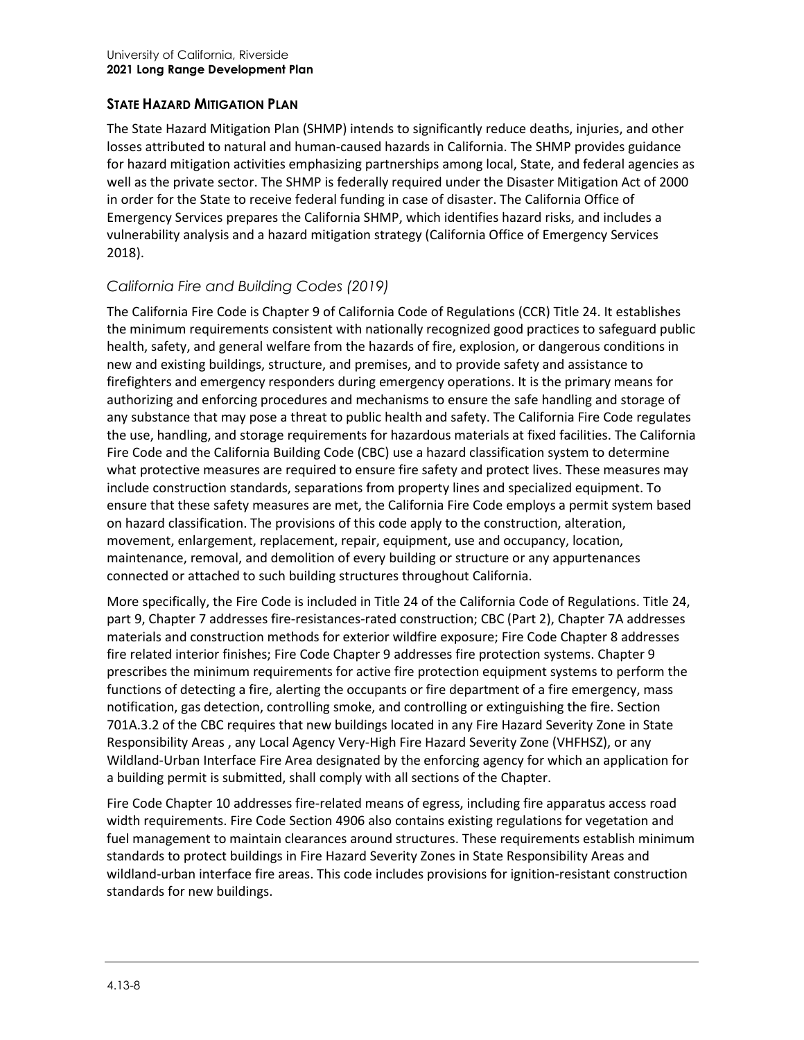### STATE HAZARD MITIGATION PLAN

The State Hazard Mitigation Plan (SHMP) intends to significantly reduce deaths, injuries, and other losses attributed to natural and human-caused hazards in California. The SHMP provides guidance for hazard mitigation activities emphasizing partnerships among local, State, and federal agencies as well as the private sector. The SHMP is federally required under the Disaster Mitigation Act of 2000 in order for the State to receive federal funding in case of disaster. The California Office of Emergency Services prepares the California SHMP, which identifies hazard risks, and includes a vulnerability analysis and a hazard mitigation strategy (California Office of Emergency Services 2018).

### *California Fire and Building Codes (2019)*

The California Fire Code is Chapter 9 of California Code of Regulations (CCR) Title 24. It establishes the minimum requirements consistent with nationally recognized good practices to safeguard public health, safety, and general welfare from the hazards of fire, explosion, or dangerous conditions in new and existing buildings, structure, and premises, and to provide safety and assistance to firefighters and emergency responders during emergency operations. It is the primary means for authorizing and enforcing procedures and mechanisms to ensure the safe handling and storage of any substance that may pose a threat to public health and safety. The California Fire Code regulates the use, handling, and storage requirements for hazardous materials at fixed facilities. The California Fire Code and the California Building Code (CBC) use a hazard classification system to determine what protective measures are required to ensure fire safety and protect lives. These measures may include construction standards, separations from property lines and specialized equipment. To ensure that these safety measures are met, the California Fire Code employs a permit system based on hazard classification. The provisions of this code apply to the construction, alteration, movement, enlargement, replacement, repair, equipment, use and occupancy, location, maintenance, removal, and demolition of every building or structure or any appurtenances connected or attached to such building structures throughout California.

More specifically, the Fire Code is included in Title 24 of the California Code of Regulations. Title 24, part 9, Chapter 7 addresses fire-resistances-rated construction; CBC (Part 2), Chapter 7A addresses materials and construction methods for exterior wildfire exposure; Fire Code Chapter 8 addresses fire related interior finishes; Fire Code Chapter 9 addresses fire protection systems. Chapter 9 prescribes the minimum requirements for active fire protection equipment systems to perform the functions of detecting a fire, alerting the occupants or fire department of a fire emergency, mass notification, gas detection, controlling smoke, and controlling or extinguishing the fire. Section 701A.3.2 of the CBC requires that new buildings located in any Fire Hazard Severity Zone in State Responsibility Areas , any Local Agency Very-High Fire Hazard Severity Zone (VHFHSZ), or any Wildland-Urban Interface Fire Area designated by the enforcing agency for which an application for a building permit is submitted, shall comply with all sections of the Chapter.

Fire Code Chapter 10 addresses fire-related means of egress, including fire apparatus access road width requirements. Fire Code Section 4906 also contains existing regulations for vegetation and fuel management to maintain clearances around structures. These requirements establish minimum standards to protect buildings in Fire Hazard Severity Zones in State Responsibility Areas and wildland-urban interface fire areas. This code includes provisions for ignition-resistant construction standards for new buildings.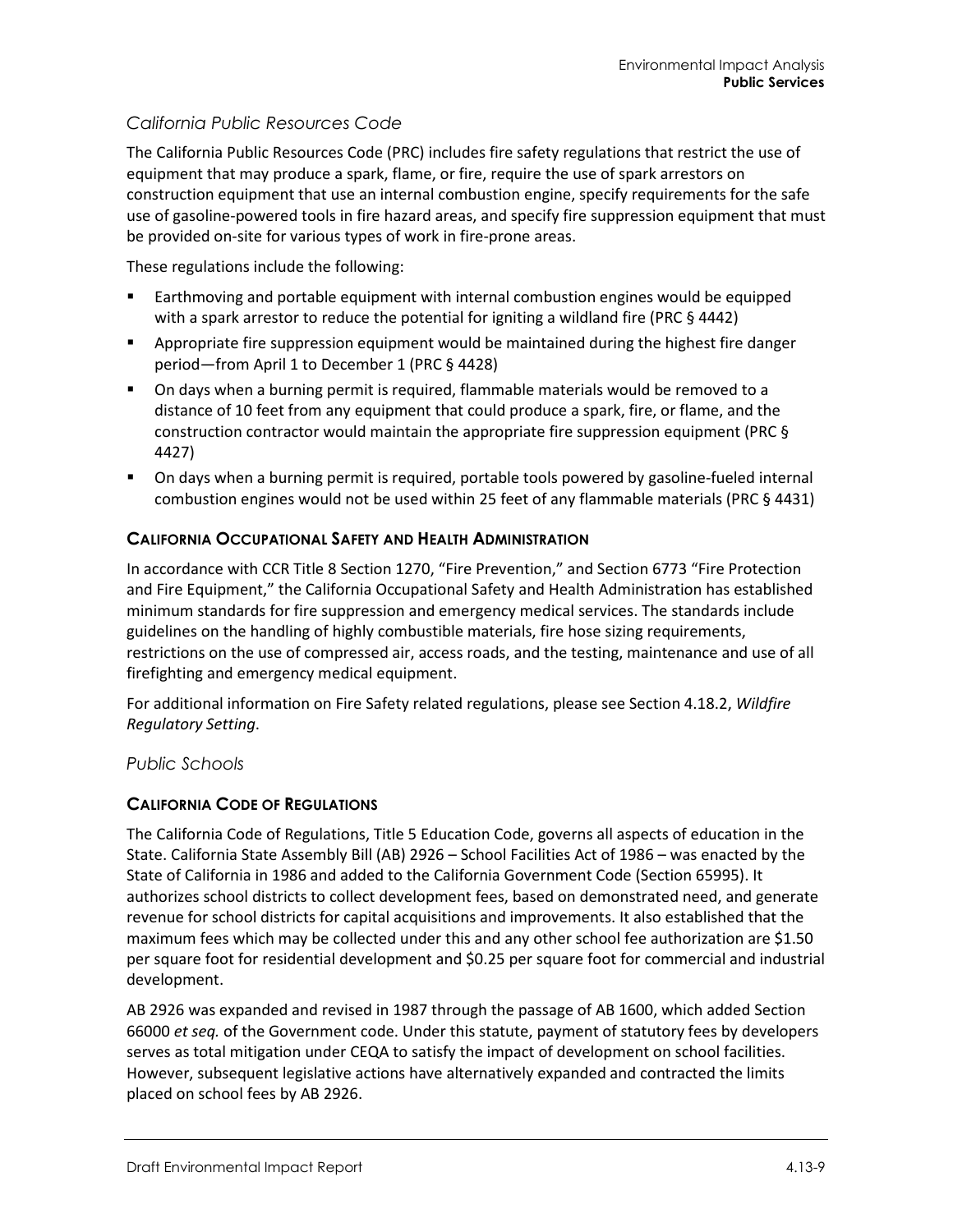### *California Public Resources Code*

The California Public Resources Code (PRC) includes fire safety regulations that restrict the use of equipment that may produce a spark, flame, or fire, require the use of spark arrestors on construction equipment that use an internal combustion engine, specify requirements for the safe use of gasoline-powered tools in fire hazard areas, and specify fire suppression equipment that must be provided on-site for various types of work in fire-prone areas.

These regulations include the following:

- Earthmoving and portable equipment with internal combustion engines would be equipped with a spark arrestor to reduce the potential for igniting a wildland fire (PRC § 4442)
- Appropriate fire suppression equipment would be maintained during the highest fire danger period—from April 1 to December 1 (PRC § 4428)
- On days when a burning permit is required, flammable materials would be removed to a distance of 10 feet from any equipment that could produce a spark, fire, or flame, and the construction contractor would maintain the appropriate fire suppression equipment (PRC § 4427)
- On days when a burning permit is required, portable tools powered by gasoline-fueled internal combustion engines would not be used within 25 feet of any flammable materials (PRC § 4431)

#### CALIFORNIA OCCUPATIONAL SAFETY AND HEALTH ADMINISTRATION

In accordance with CCR Title 8 Section 1270, "Fire Prevention," and Section 6773 "Fire Protection and Fire Equipment," the California Occupational Safety and Health Administration has established minimum standards for fire suppression and emergency medical services. The standards include guidelines on the handling of highly combustible materials, fire hose sizing requirements, restrictions on the use of compressed air, access roads, and the testing, maintenance and use of all firefighting and emergency medical equipment.

For additional information on Fire Safety related regulations, please see Section 4.18.2, *Wildfire Regulatory Setting*.

### *Public Schools*

#### CALIFORNIA CODE OF REGULATIONS

The California Code of Regulations, Title 5 Education Code, governs all aspects of education in the State. California State Assembly Bill (AB) 2926 – School Facilities Act of 1986 – was enacted by the State of California in 1986 and added to the California Government Code (Section 65995). It authorizes school districts to collect development fees, based on demonstrated need, and generate revenue for school districts for capital acquisitions and improvements. It also established that the maximum fees which may be collected under this and any other school fee authorization are $1.50 per square foot for residential development and $0.25 per square foot for commercial and industrial development.

AB 2926 was expanded and revised in 1987 through the passage of AB 1600, which added Section 66000 *et seq.* of the Government code. Under this statute, payment of statutory fees by developers serves as total mitigation under CEQA to satisfy the impact of development on school facilities. However, subsequent legislative actions have alternatively expanded and contracted the limits placed on school fees by AB 2926.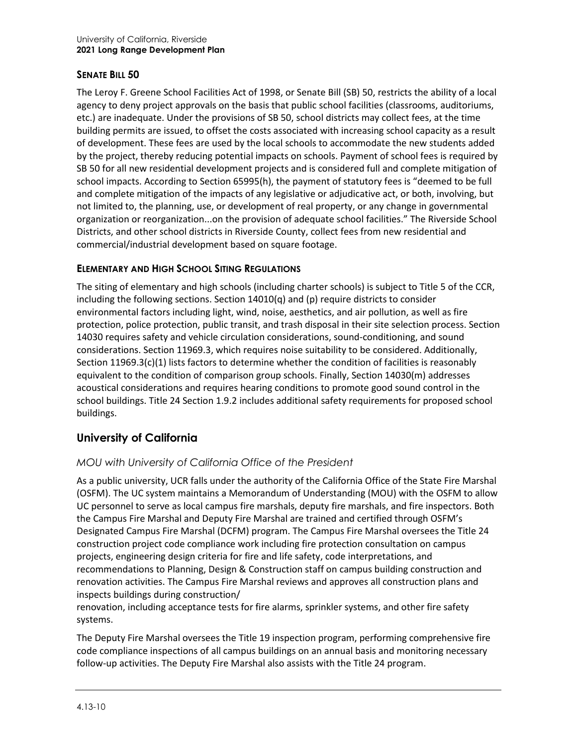### SENATE BILL 50

The Leroy F. Greene School Facilities Act of 1998, or Senate Bill (SB) 50, restricts the ability of a local agency to deny project approvals on the basis that public school facilities (classrooms, auditoriums, etc.) are inadequate. Under the provisions of SB 50, school districts may collect fees, at the time building permits are issued, to offset the costs associated with increasing school capacity as a result of development. These fees are used by the local schools to accommodate the new students added by the project, thereby reducing potential impacts on schools. Payment of school fees is required by SB 50 for all new residential development projects and is considered full and complete mitigation of school impacts. According to Section 65995(h), the payment of statutory fees is "deemed to be full and complete mitigation of the impacts of any legislative or adjudicative act, or both, involving, but not limited to, the planning, use, or development of real property, or any change in governmental organization or reorganization...on the provision of adequate school facilities." The Riverside School Districts, and other school districts in Riverside County, collect fees from new residential and commercial/industrial development based on square footage.

### ELEMENTARY AND HIGH SCHOOL SITING REGULATIONS

The siting of elementary and high schools (including charter schools) is subject to Title 5 of the CCR, including the following sections. Section 14010(q) and (p) require districts to consider environmental factors including light, wind, noise, aesthetics, and air pollution, as well as fire protection, police protection, public transit, and trash disposal in their site selection process. Section 14030 requires safety and vehicle circulation considerations, sound-conditioning, and sound considerations. Section 11969.3, which requires noise suitability to be considered. Additionally, Section 11969.3(c)(1) lists factors to determine whether the condition of facilities is reasonably equivalent to the condition of comparison group schools. Finally, Section 14030(m) addresses acoustical considerations and requires hearing conditions to promote good sound control in the school buildings. Title 24 Section 1.9.2 includes additional safety requirements for proposed school buildings.

## University of California

*MOU with University of California Office of the President*

As a public university, UCR falls under the authority of the California Office of the State Fire Marshal (OSFM). The UC system maintains a Memorandum of Understanding (MOU) with the OSFM to allow UC personnel to serve as local campus fire marshals, deputy fire marshals, and fire inspectors. Both the Campus Fire Marshal and Deputy Fire Marshal are trained and certified through OSFM's Designated Campus Fire Marshal (DCFM) program. The Campus Fire Marshal oversees the Title 24 construction project code compliance work including fire protection consultation on campus projects, engineering design criteria for fire and life safety, code interpretations, and recommendations to Planning, Design & Construction staff on campus building construction and renovation activities. The Campus Fire Marshal reviews and approves all construction plans and inspects buildings during construction/renovation, including acceptance tests for fire alarms, sprinkler systems, and other fire safety systems.

The Deputy Fire Marshal oversees the Title 19 inspection program, performing comprehensive fire code compliance inspections of all campus buildings on an annual basis and monitoring necessary follow-up activities. The Deputy Fire Marshal also assists with the Title 24 program.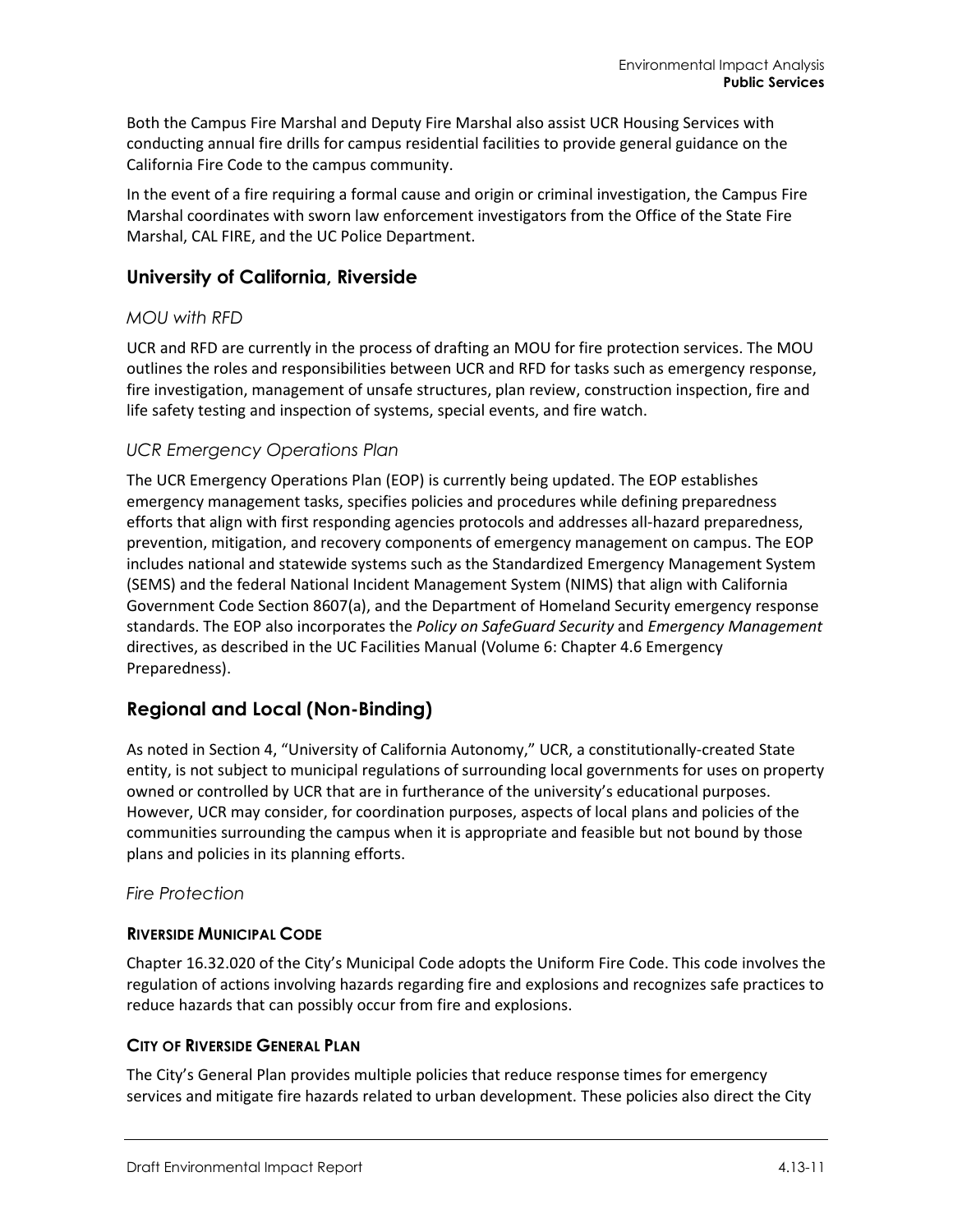Both the Campus Fire Marshal and Deputy Fire Marshal also assist UCR Housing Services with conducting annual fire drills for campus residential facilities to provide general guidance on the California Fire Code to the campus community.

In the event of a fire requiring a formal cause and origin or criminal investigation, the Campus Fire Marshal coordinates with sworn law enforcement investigators from the Office of the State Fire Marshal, CAL FIRE, and the UC Police Department.

## University of California, Riverside

### *MOU with RFD*

UCR and RFD are currently in the process of drafting an MOU for fire protection services. The MOU outlines the roles and responsibilities between UCR and RFD for tasks such as emergency response, fire investigation, management of unsafe structures, plan review, construction inspection, fire and life safety testing and inspection of systems, special events, and fire watch.

### *UCR Emergency Operations Plan*

The UCR Emergency Operations Plan (EOP) is currently being updated. The EOP establishes emergency management tasks, specifies policies and procedures while defining preparedness efforts that align with first responding agencies protocols and addresses all-hazard preparedness, prevention, mitigation, and recovery components of emergency management on campus. The EOP includes national and statewide systems such as the Standardized Emergency Management System (SEMS) and the federal National Incident Management System (NIMS) that align with California Government Code Section 8607(a), and the Department of Homeland Security emergency response standards. The EOP also incorporates the *Policy on SafeGuard Security* and *Emergency Management* directives, as described in the UC Facilities Manual (Volume 6: Chapter 4.6 Emergency Preparedness).

## Regional and Local (Non-Binding)

As noted in Section 4, "University of California Autonomy," UCR, a constitutionally-created State entity, is not subject to municipal regulations of surrounding local governments for uses on property owned or controlled by UCR that are in furtherance of the university's educational purposes. However, UCR may consider, for coordination purposes, aspects of local plans and policies of the communities surrounding the campus when it is appropriate and feasible but not bound by those plans and policies in its planning efforts.

### *Fire Protection*

#### RIVERSIDE MUNICIPAL CODE

Chapter 16.32.020 of the City's Municipal Code adopts the Uniform Fire Code. This code involves the regulation of actions involving hazards regarding fire and explosions and recognizes safe practices to reduce hazards that can possibly occur from fire and explosions.

#### CITY OF RIVERSIDE GENERAL PLAN

The City's General Plan provides multiple policies that reduce response times for emergency services and mitigate fire hazards related to urban development. These policies also direct the City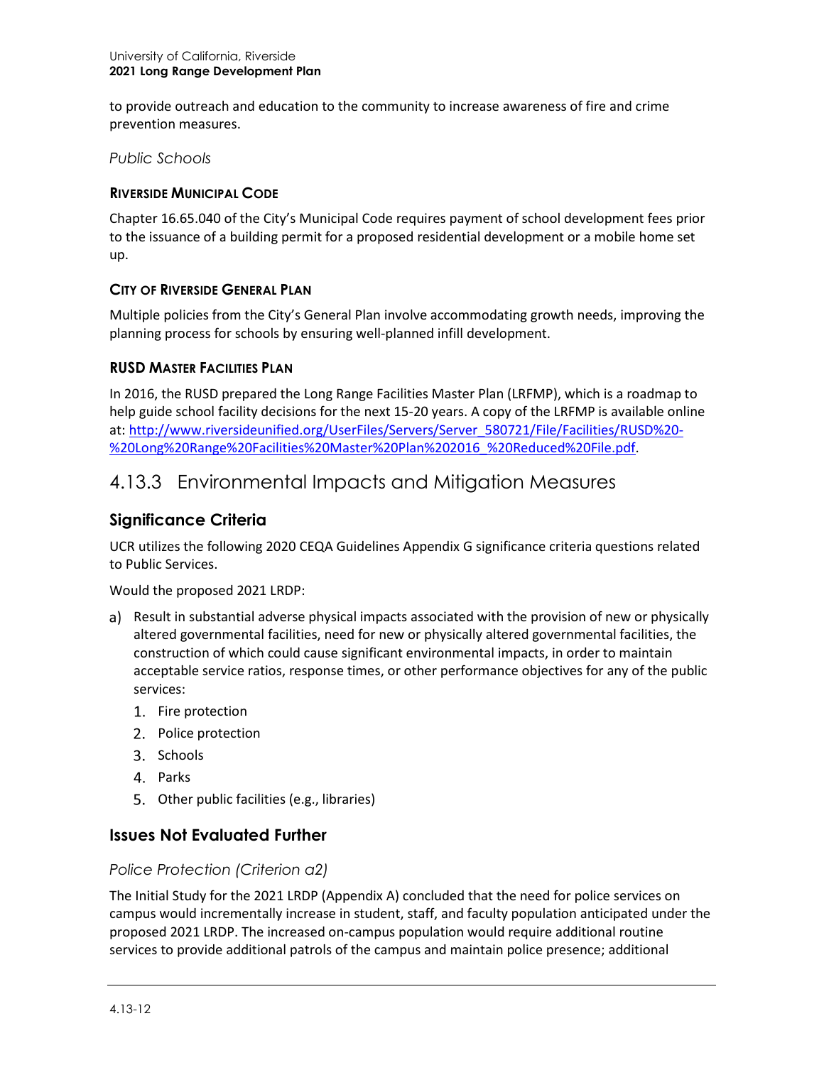to provide outreach and education to the community to increase awareness of fire and crime prevention measures.

*Public Schools*

#### RIVERSIDE MUNICIPAL CODE

Chapter 16.65.040 of the City's Municipal Code requires payment of school development fees prior to the issuance of a building permit for a proposed residential development or a mobile home set up.

#### CITY OF RIVERSIDE GENERAL PLAN

Multiple policies from the City's General Plan involve accommodating growth needs, improving the planning process for schools by ensuring well-planned infill development.

#### RUSD MASTER FACILITIES PLAN

In 2016, the RUSD prepared the Long Range Facilities Master Plan (LRFMP), which is a roadmap to help guide school facility decisions for the next 15-20 years. A copy of the LRFMP is available online at: [http://www.riversideunified.org/UserFiles/Servers/Server_580721/File/Facilities/RUSD%20-%20Long%20Range%20Facilities%20Master%20Plan%202016_%20Reduced%20File.pdf](http://www.riversideunified.org/UserFiles/Servers/Server_580721/File/Facilities/RUSD%20-%20Long%20Range%20Facilities%20Master%20Plan%202016_%20Reduced%20File.pdf).

## 4.13.3 Environmental Impacts and Mitigation Measures

### Significance Criteria

UCR utilizes the following 2020 CEQA Guidelines Appendix G significance criteria questions related to Public Services.

Would the proposed 2021 LRDP:

a) Result in substantial adverse physical impacts associated with the provision of new or physically altered governmental facilities, need for new or physically altered governmental facilities, the construction of which could cause significant environmental impacts, in order to maintain acceptable service ratios, response times, or other performance objectives for any of the public services:
    1. Fire protection
    2. Police protection
    3. Schools
    4. Parks
    5. Other public facilities (e.g., libraries)

### Issues Not Evaluated Further

*Police Protection (Criterion a2)*

The Initial Study for the 2021 LRDP (Appendix A) concluded that the need for police services on campus would incrementally increase in student, staff, and faculty population anticipated under the proposed 2021 LRDP. The increased on-campus population would require additional routine services to provide additional patrols of the campus and maintain police presence; additional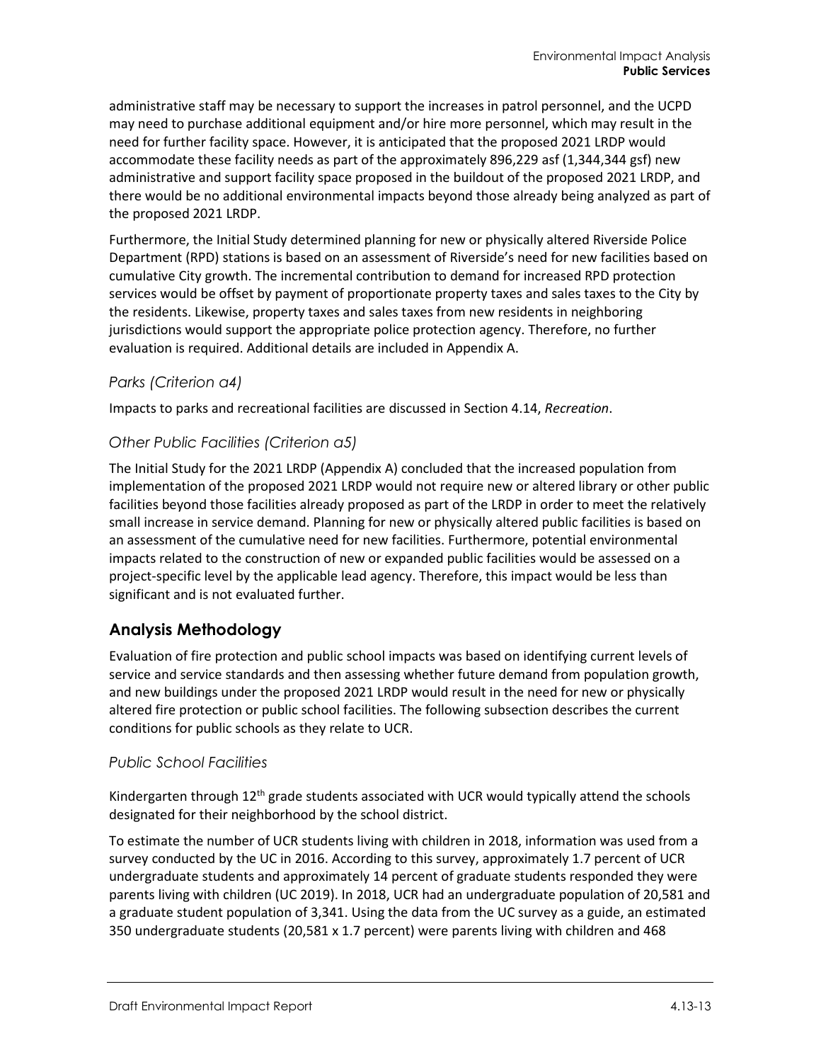administrative staff may be necessary to support the increases in patrol personnel, and the UCPD may need to purchase additional equipment and/or hire more personnel, which may result in the need for further facility space. However, it is anticipated that the proposed 2021 LRDP would accommodate these facility needs as part of the approximately 896,229 asf (1,344,344 gsf) new administrative and support facility space proposed in the buildout of the proposed 2021 LRDP, and there would be no additional environmental impacts beyond those already being analyzed as part of the proposed 2021 LRDP.

Furthermore, the Initial Study determined planning for new or physically altered Riverside Police Department (RPD) stations is based on an assessment of Riverside's need for new facilities based on cumulative City growth. The incremental contribution to demand for increased RPD protection services would be offset by payment of proportionate property taxes and sales taxes to the City by the residents. Likewise, property taxes and sales taxes from new residents in neighboring jurisdictions would support the appropriate police protection agency. Therefore, no further evaluation is required. Additional details are included in Appendix A.

### *Parks (Criterion a4)*

Impacts to parks and recreational facilities are discussed in Section 4.14, *Recreation*.

### *Other Public Facilities (Criterion a5)*

The Initial Study for the 2021 LRDP (Appendix A) concluded that the increased population from implementation of the proposed 2021 LRDP would not require new or altered library or other public facilities beyond those facilities already proposed as part of the LRDP in order to meet the relatively small increase in service demand. Planning for new or physically altered public facilities is based on an assessment of the cumulative need for new facilities. Furthermore, potential environmental impacts related to the construction of new or expanded public facilities would be assessed on a project-specific level by the applicable lead agency. Therefore, this impact would be less than significant and is not evaluated further.

## **Analysis Methodology**

Evaluation of fire protection and public school impacts was based on identifying current levels of service and service standards and then assessing whether future demand from population growth, and new buildings under the proposed 2021 LRDP would result in the need for new or physically altered fire protection or public school facilities. The following subsection describes the current conditions for public schools as they relate to UCR.

### *Public School Facilities*

Kindergarten through 12th grade students associated with UCR would typically attend the schools designated for their neighborhood by the school district.

To estimate the number of UCR students living with children in 2018, information was used from a survey conducted by the UC in 2016. According to this survey, approximately 1.7 percent of UCR undergraduate students and approximately 14 percent of graduate students responded they were parents living with children (UC 2019). In 2018, UCR had an undergraduate population of 20,581 and a graduate student population of 3,341. Using the data from the UC survey as a guide, an estimated 350 undergraduate students (20,581 x 1.7 percent) were parents living with children and 468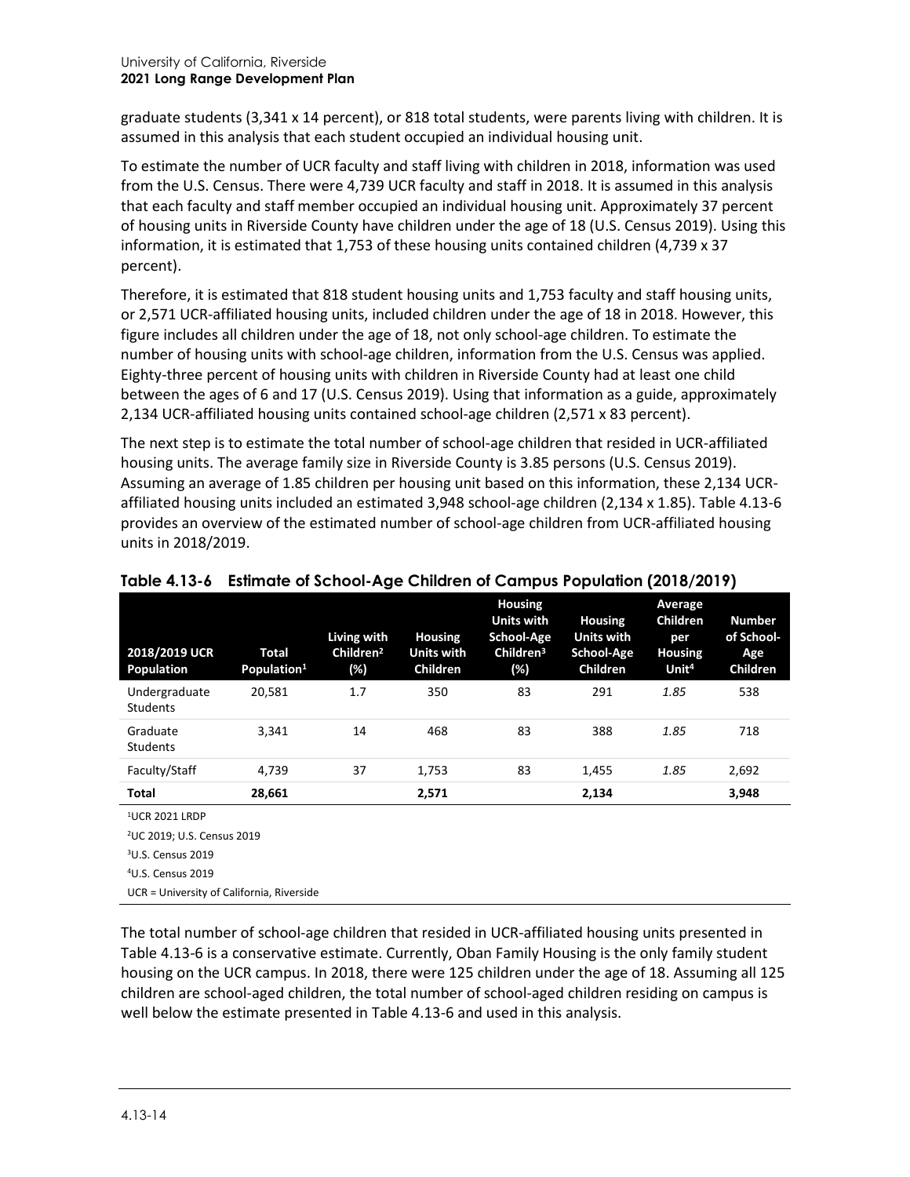graduate students (3,341 x 14 percent), or 818 total students, were parents living with children. It is assumed in this analysis that each student occupied an individual housing unit.

To estimate the number of UCR faculty and staff living with children in 2018, information was used from the U.S. Census. There were 4,739 UCR faculty and staff in 2018. It is assumed in this analysis that each faculty and staff member occupied an individual housing unit. Approximately 37 percent of housing units in Riverside County have children under the age of 18 (U.S. Census 2019). Using this information, it is estimated that 1,753 of these housing units contained children (4,739 x 37 percent).

Therefore, it is estimated that 818 student housing units and 1,753 faculty and staff housing units, or 2,571 UCR-affiliated housing units, included children under the age of 18 in 2018. However, this figure includes all children under the age of 18, not only school-age children. To estimate the number of housing units with school-age children, information from the U.S. Census was applied. Eighty-three percent of housing units with children in Riverside County had at least one child between the ages of 6 and 17 (U.S. Census 2019). Using that information as a guide, approximately 2,134 UCR-affiliated housing units contained school-age children (2,571 x 83 percent).

The next step is to estimate the total number of school-age children that resided in UCR-affiliated housing units. The average family size in Riverside County is 3.85 persons (U.S. Census 2019). Assuming an average of 1.85 children per housing unit based on this information, these 2,134 UCR-affiliated housing units included an estimated 3,948 school-age children (2,134 x 1.85). Table 4.13-6 provides an overview of the estimated number of school-age children from UCR-affiliated housing units in 2018/2019.

**Table 4.13-6 Estimate of School-Age Children of Campus Population (2018/2019)**

| 2018/2019 UCR Population | Total Population[1] | Living with Children[2] (%) | Housing Units with Children | Housing Units with School-Age Children[3] (%) | Housing Units with School-Age Children | Average Children per Housing Unit[4] | Number of School-Age Children |
|---|---|---|---|---|---|---|---|
| Undergraduate Students | 20,581 | 1.7 | 350 | 83 | 291 | *1.85* | 538 |
| Graduate Students | 3,341 | 14 | 468 | 83 | 388 | *1.85* | 718 |
| Faculty/Staff | 4,739 | 37 | 1,753 | 83 | 1,455 | *1.85* | 2,692 |
| **Total** | **28,661** | | **2,571** | | **2,134** | | **3,948** |

[1]UCR 2021 LRDP

[2]UC 2019; U.S. Census 2019

[3]U.S. Census 2019

[4]U.S. Census 2019

UCR = University of California, Riverside

The total number of school-age children that resided in UCR-affiliated housing units presented in Table 4.13-6 is a conservative estimate. Currently, Oban Family Housing is the only family student housing on the UCR campus. In 2018, there were 125 children under the age of 18. Assuming all 125 children are school-aged children, the total number of school-aged children residing on campus is well below the estimate presented in Table 4.13-6 and used in this analysis.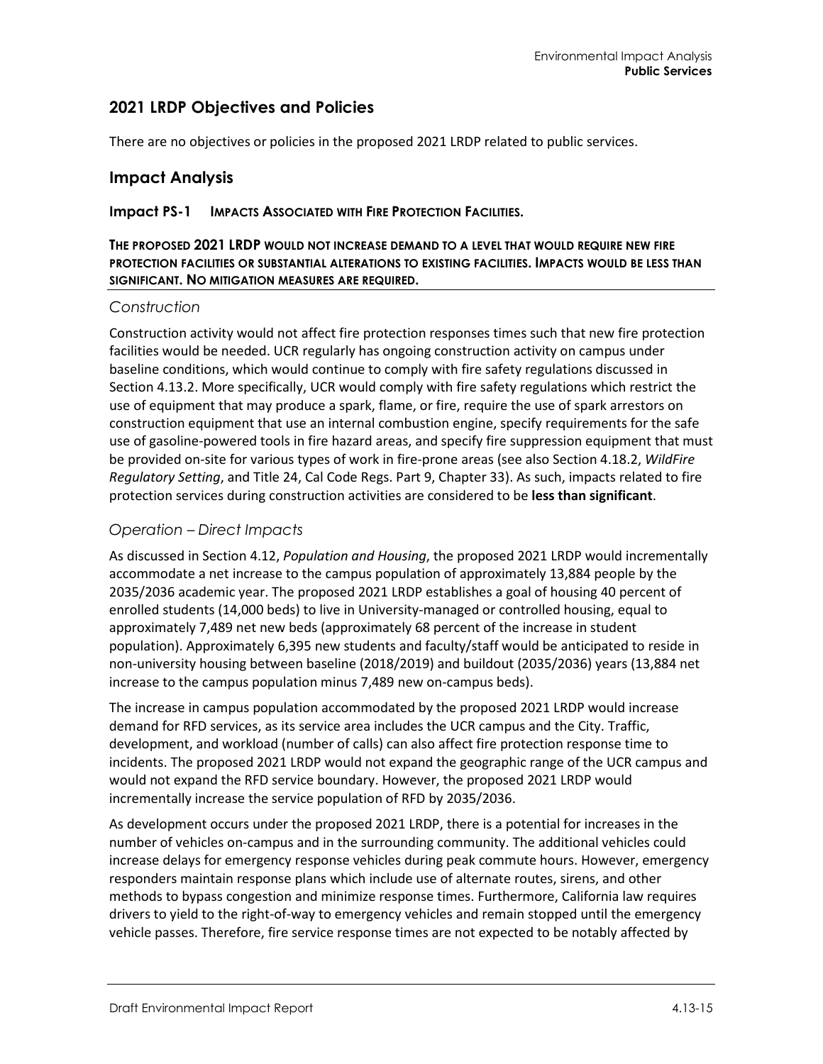## 2021 LRDP Objectives and Policies

There are no objectives or policies in the proposed 2021 LRDP related to public services.

## Impact Analysis

### Impact PS-1 IMPACTS ASSOCIATED WITH FIRE PROTECTION FACILITIES.

**THE PROPOSED 2021 LRDP WOULD NOT INCREASE DEMAND TO A LEVEL THAT WOULD REQUIRE NEW FIRE PROTECTION FACILITIES OR SUBSTANTIAL ALTERATIONS TO EXISTING FACILITIES. IMPACTS WOULD BE LESS THAN SIGNIFICANT. NO MITIGATION MEASURES ARE REQUIRED.**

#### *Construction*

Construction activity would not affect fire protection responses times such that new fire protection facilities would be needed. UCR regularly has ongoing construction activity on campus under baseline conditions, which would continue to comply with fire safety regulations discussed in Section 4.13.2. More specifically, UCR would comply with fire safety regulations which restrict the use of equipment that may produce a spark, flame, or fire, require the use of spark arrestors on construction equipment that use an internal combustion engine, specify requirements for the safe use of gasoline-powered tools in fire hazard areas, and specify fire suppression equipment that must be provided on-site for various types of work in fire-prone areas (see also Section 4.18.2, *WildFire Regulatory Setting*, and Title 24, Cal Code Regs. Part 9, Chapter 33). As such, impacts related to fire protection services during construction activities are considered to be **less than significant**.

#### *Operation – Direct Impacts*

As discussed in Section 4.12, *Population and Housing*, the proposed 2021 LRDP would incrementally accommodate a net increase to the campus population of approximately 13,884 people by the 2035/2036 academic year. The proposed 2021 LRDP establishes a goal of housing 40 percent of enrolled students (14,000 beds) to live in University-managed or controlled housing, equal to approximately 7,489 net new beds (approximately 68 percent of the increase in student population). Approximately 6,395 new students and faculty/staff would be anticipated to reside in non-university housing between baseline (2018/2019) and buildout (2035/2036) years (13,884 net increase to the campus population minus 7,489 new on-campus beds).

The increase in campus population accommodated by the proposed 2021 LRDP would increase demand for RFD services, as its service area includes the UCR campus and the City. Traffic, development, and workload (number of calls) can also affect fire protection response time to incidents. The proposed 2021 LRDP would not expand the geographic range of the UCR campus and would not expand the RFD service boundary. However, the proposed 2021 LRDP would incrementally increase the service population of RFD by 2035/2036.

As development occurs under the proposed 2021 LRDP, there is a potential for increases in the number of vehicles on-campus and in the surrounding community. The additional vehicles could increase delays for emergency response vehicles during peak commute hours. However, emergency responders maintain response plans which include use of alternate routes, sirens, and other methods to bypass congestion and minimize response times. Furthermore, California law requires drivers to yield to the right-of-way to emergency vehicles and remain stopped until the emergency vehicle passes. Therefore, fire service response times are not expected to be notably affected by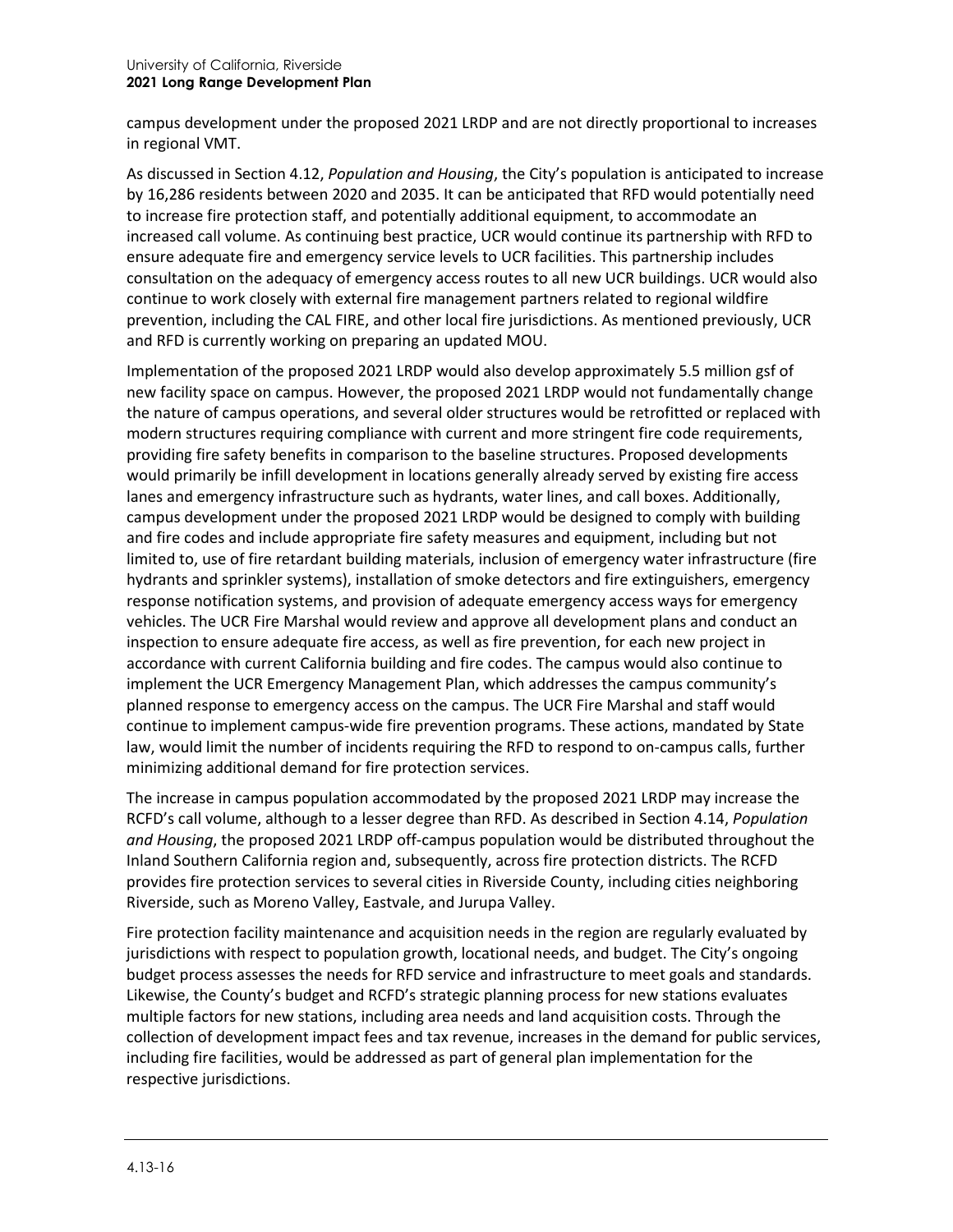campus development under the proposed 2021 LRDP and are not directly proportional to increases in regional VMT.

As discussed in Section 4.12, *Population and Housing*, the City's population is anticipated to increase by 16,286 residents between 2020 and 2035. It can be anticipated that RFD would potentially need to increase fire protection staff, and potentially additional equipment, to accommodate an increased call volume. As continuing best practice, UCR would continue its partnership with RFD to ensure adequate fire and emergency service levels to UCR facilities. This partnership includes consultation on the adequacy of emergency access routes to all new UCR buildings. UCR would also continue to work closely with external fire management partners related to regional wildfire prevention, including the CAL FIRE, and other local fire jurisdictions. As mentioned previously, UCR and RFD is currently working on preparing an updated MOU.

Implementation of the proposed 2021 LRDP would also develop approximately 5.5 million gsf of new facility space on campus. However, the proposed 2021 LRDP would not fundamentally change the nature of campus operations, and several older structures would be retrofitted or replaced with modern structures requiring compliance with current and more stringent fire code requirements, providing fire safety benefits in comparison to the baseline structures. Proposed developments would primarily be infill development in locations generally already served by existing fire access lanes and emergency infrastructure such as hydrants, water lines, and call boxes. Additionally, campus development under the proposed 2021 LRDP would be designed to comply with building and fire codes and include appropriate fire safety measures and equipment, including but not limited to, use of fire retardant building materials, inclusion of emergency water infrastructure (fire hydrants and sprinkler systems), installation of smoke detectors and fire extinguishers, emergency response notification systems, and provision of adequate emergency access ways for emergency vehicles. The UCR Fire Marshal would review and approve all development plans and conduct an inspection to ensure adequate fire access, as well as fire prevention, for each new project in accordance with current California building and fire codes. The campus would also continue to implement the UCR Emergency Management Plan, which addresses the campus community's planned response to emergency access on the campus. The UCR Fire Marshal and staff would continue to implement campus-wide fire prevention programs. These actions, mandated by State law, would limit the number of incidents requiring the RFD to respond to on-campus calls, further minimizing additional demand for fire protection services.

The increase in campus population accommodated by the proposed 2021 LRDP may increase the RCFD's call volume, although to a lesser degree than RFD. As described in Section 4.14, *Population and Housing*, the proposed 2021 LRDP off-campus population would be distributed throughout the Inland Southern California region and, subsequently, across fire protection districts. The RCFD provides fire protection services to several cities in Riverside County, including cities neighboring Riverside, such as Moreno Valley, Eastvale, and Jurupa Valley.

Fire protection facility maintenance and acquisition needs in the region are regularly evaluated by jurisdictions with respect to population growth, locational needs, and budget. The City's ongoing budget process assesses the needs for RFD service and infrastructure to meet goals and standards. Likewise, the County's budget and RCFD's strategic planning process for new stations evaluates multiple factors for new stations, including area needs and land acquisition costs. Through the collection of development impact fees and tax revenue, increases in the demand for public services, including fire facilities, would be addressed as part of general plan implementation for the respective jurisdictions.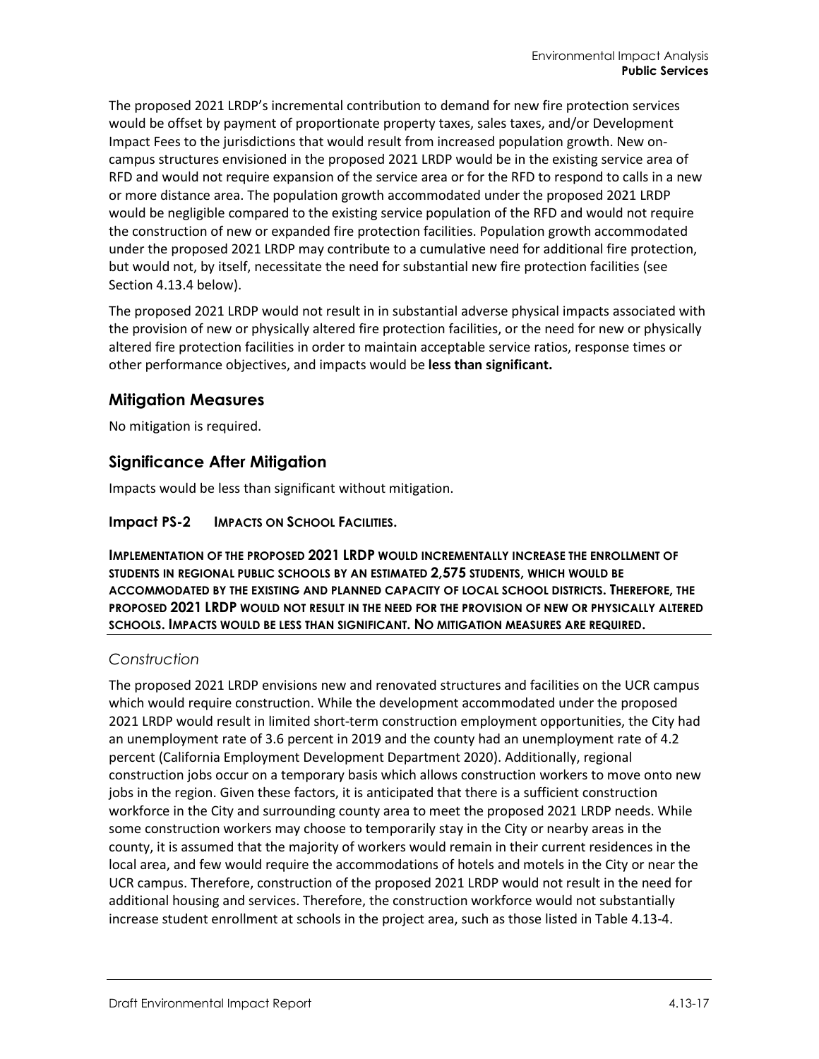The proposed 2021 LRDP's incremental contribution to demand for new fire protection services would be offset by payment of proportionate property taxes, sales taxes, and/or Development Impact Fees to the jurisdictions that would result from increased population growth. New on-campus structures envisioned in the proposed 2021 LRDP would be in the existing service area of RFD and would not require expansion of the service area or for the RFD to respond to calls in a new or more distance area. The population growth accommodated under the proposed 2021 LRDP would be negligible compared to the existing service population of the RFD and would not require the construction of new or expanded fire protection facilities. Population growth accommodated under the proposed 2021 LRDP may contribute to a cumulative need for additional fire protection, but would not, by itself, necessitate the need for substantial new fire protection facilities (see Section 4.13.4 below).

The proposed 2021 LRDP would not result in in substantial adverse physical impacts associated with the provision of new or physically altered fire protection facilities, or the need for new or physically altered fire protection facilities in order to maintain acceptable service ratios, response times or other performance objectives, and impacts would be **less than significant.**

## Mitigation Measures

No mitigation is required.

## Significance After Mitigation

Impacts would be less than significant without mitigation.

### Impact PS-2 IMPACTS ON SCHOOL FACILITIES.

**IMPLEMENTATION OF THE PROPOSED 2021 LRDP WOULD INCREMENTALLY INCREASE THE ENROLLMENT OF STUDENTS IN REGIONAL PUBLIC SCHOOLS BY AN ESTIMATED 2,575 STUDENTS, WHICH WOULD BE ACCOMMODATED BY THE EXISTING AND PLANNED CAPACITY OF LOCAL SCHOOL DISTRICTS. THEREFORE, THE PROPOSED 2021 LRDP WOULD NOT RESULT IN THE NEED FOR THE PROVISION OF NEW OR PHYSICALLY ALTERED SCHOOLS. IMPACTS WOULD BE LESS THAN SIGNIFICANT. NO MITIGATION MEASURES ARE REQUIRED.**

*Construction*

The proposed 2021 LRDP envisions new and renovated structures and facilities on the UCR campus which would require construction. While the development accommodated under the proposed 2021 LRDP would result in limited short-term construction employment opportunities, the City had an unemployment rate of 3.6 percent in 2019 and the county had an unemployment rate of 4.2 percent (California Employment Development Department 2020). Additionally, regional construction jobs occur on a temporary basis which allows construction workers to move onto new jobs in the region. Given these factors, it is anticipated that there is a sufficient construction workforce in the City and surrounding county area to meet the proposed 2021 LRDP needs. While some construction workers may choose to temporarily stay in the City or nearby areas in the county, it is assumed that the majority of workers would remain in their current residences in the local area, and few would require the accommodations of hotels and motels in the City or near the UCR campus. Therefore, construction of the proposed 2021 LRDP would not result in the need for additional housing and services. Therefore, the construction workforce would not substantially increase student enrollment at schools in the project area, such as those listed in Table 4.13-4.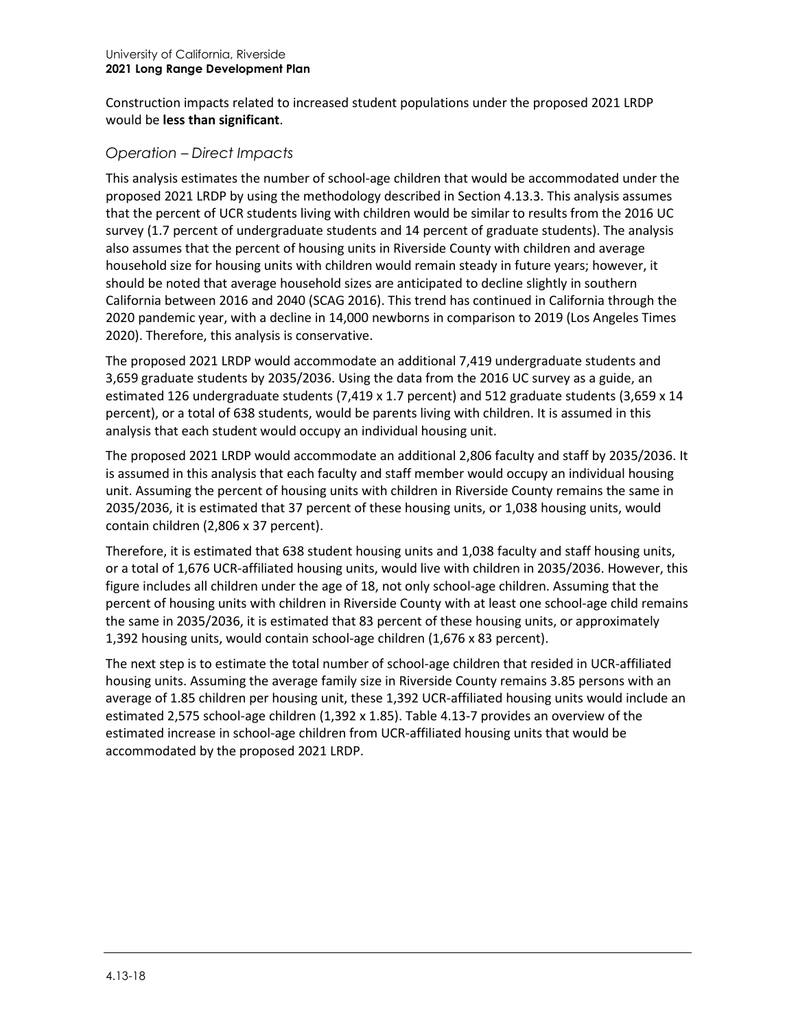Construction impacts related to increased student populations under the proposed 2021 LRDP would be **less than significant**.

### *Operation – Direct Impacts*

This analysis estimates the number of school-age children that would be accommodated under the proposed 2021 LRDP by using the methodology described in Section 4.13.3. This analysis assumes that the percent of UCR students living with children would be similar to results from the 2016 UC survey (1.7 percent of undergraduate students and 14 percent of graduate students). The analysis also assumes that the percent of housing units in Riverside County with children and average household size for housing units with children would remain steady in future years; however, it should be noted that average household sizes are anticipated to decline slightly in southern California between 2016 and 2040 (SCAG 2016). This trend has continued in California through the 2020 pandemic year, with a decline in 14,000 newborns in comparison to 2019 (Los Angeles Times 2020). Therefore, this analysis is conservative.

The proposed 2021 LRDP would accommodate an additional 7,419 undergraduate students and 3,659 graduate students by 2035/2036. Using the data from the 2016 UC survey as a guide, an estimated 126 undergraduate students (7,419 x 1.7 percent) and 512 graduate students (3,659 x 14 percent), or a total of 638 students, would be parents living with children. It is assumed in this analysis that each student would occupy an individual housing unit.

The proposed 2021 LRDP would accommodate an additional 2,806 faculty and staff by 2035/2036. It is assumed in this analysis that each faculty and staff member would occupy an individual housing unit. Assuming the percent of housing units with children in Riverside County remains the same in 2035/2036, it is estimated that 37 percent of these housing units, or 1,038 housing units, would contain children (2,806 x 37 percent).

Therefore, it is estimated that 638 student housing units and 1,038 faculty and staff housing units, or a total of 1,676 UCR-affiliated housing units, would live with children in 2035/2036. However, this figure includes all children under the age of 18, not only school-age children. Assuming that the percent of housing units with children in Riverside County with at least one school-age child remains the same in 2035/2036, it is estimated that 83 percent of these housing units, or approximately 1,392 housing units, would contain school-age children (1,676 x 83 percent).

The next step is to estimate the total number of school-age children that resided in UCR-affiliated housing units. Assuming the average family size in Riverside County remains 3.85 persons with an average of 1.85 children per housing unit, these 1,392 UCR-affiliated housing units would include an estimated 2,575 school-age children (1,392 x 1.85). Table 4.13-7 provides an overview of the estimated increase in school-age children from UCR-affiliated housing units that would be accommodated by the proposed 2021 LRDP.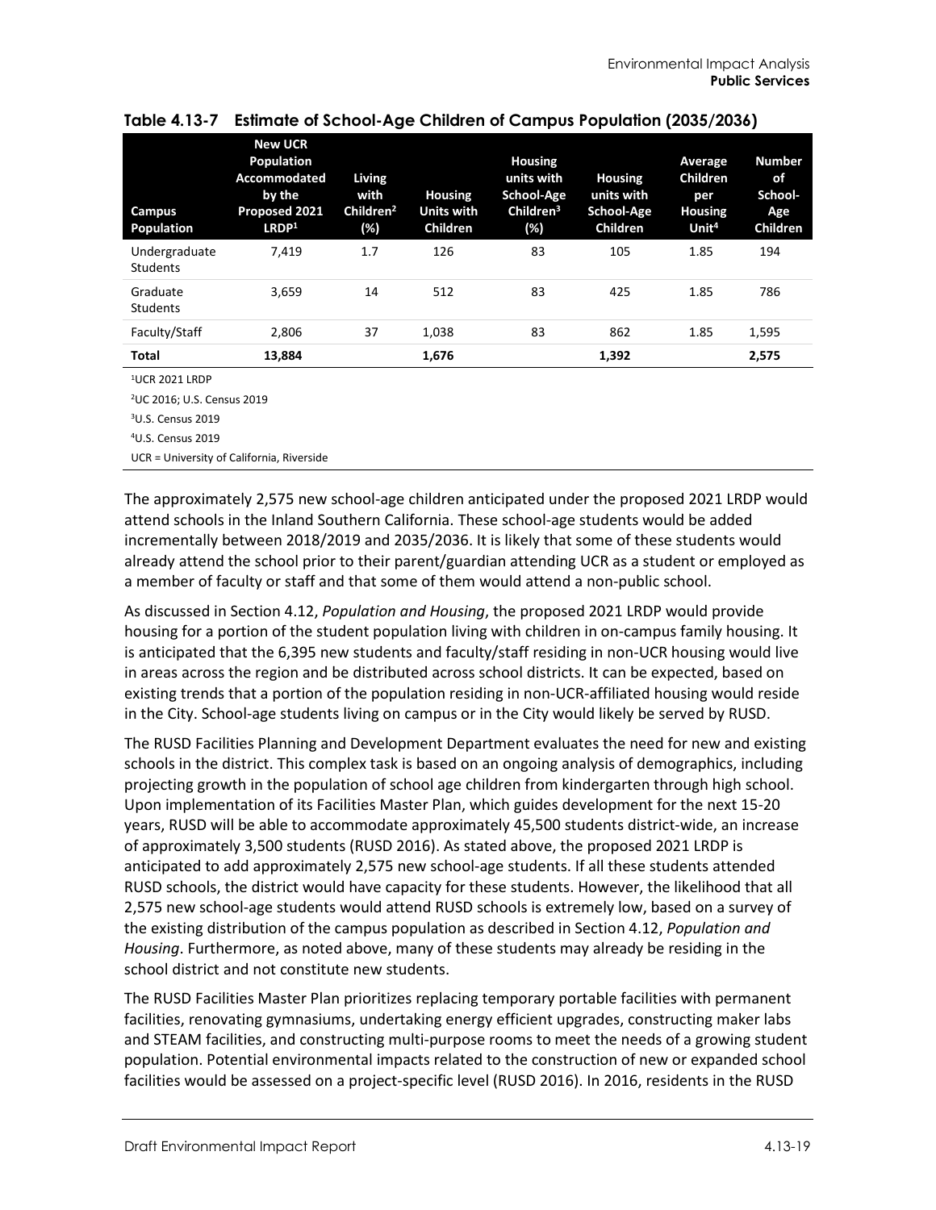**Table 4.13-7 Estimate of School-Age Children of Campus Population (2035/2036)**

| Campus Population | New UCR Population Accommodated by the Proposed 2021 LRDP[1] | Living with Children[2] (%) | Housing Units with Children | Housing units with School-Age Children[3] (%) | Housing units with School-Age Children | Average Children per Housing Unit[4] | Number of School-Age Children |
|---|---|---|---|---|---|---|---|
| Undergraduate Students | 7,419 | 1.7 | 126 | 83 | 105 | 1.85 | 194 |
| Graduate Students | 3,659 | 14 | 512 | 83 | 425 | 1.85 | 786 |
| Faculty/Staff | 2,806 | 37 | 1,038 | 83 | 862 | 1.85 | 1,595 |
| **Total** | **13,884** | | **1,676** | | **1,392** | | **2,575** |

[1]UCR 2021 LRDP

[2]UC 2016; U.S. Census 2019

[3]U.S. Census 2019

[4]U.S. Census 2019

UCR = University of California, Riverside

The approximately 2,575 new school-age children anticipated under the proposed 2021 LRDP would attend schools in the Inland Southern California. These school-age students would be added incrementally between 2018/2019 and 2035/2036. It is likely that some of these students would already attend the school prior to their parent/guardian attending UCR as a student or employed as a member of faculty or staff and that some of them would attend a non-public school.

As discussed in Section 4.12, *Population and Housing*, the proposed 2021 LRDP would provide housing for a portion of the student population living with children in on-campus family housing. It is anticipated that the 6,395 new students and faculty/staff residing in non-UCR housing would live in areas across the region and be distributed across school districts. It can be expected, based on existing trends that a portion of the population residing in non-UCR-affiliated housing would reside in the City. School-age students living on campus or in the City would likely be served by RUSD.

The RUSD Facilities Planning and Development Department evaluates the need for new and existing schools in the district. This complex task is based on an ongoing analysis of demographics, including projecting growth in the population of school age children from kindergarten through high school. Upon implementation of its Facilities Master Plan, which guides development for the next 15-20 years, RUSD will be able to accommodate approximately 45,500 students district-wide, an increase of approximately 3,500 students (RUSD 2016). As stated above, the proposed 2021 LRDP is anticipated to add approximately 2,575 new school-age students. If all these students attended RUSD schools, the district would have capacity for these students. However, the likelihood that all 2,575 new school-age students would attend RUSD schools is extremely low, based on a survey of the existing distribution of the campus population as described in Section 4.12, *Population and Housing*. Furthermore, as noted above, many of these students may already be residing in the school district and not constitute new students.

The RUSD Facilities Master Plan prioritizes replacing temporary portable facilities with permanent facilities, renovating gymnasiums, undertaking energy efficient upgrades, constructing maker labs and STEAM facilities, and constructing multi-purpose rooms to meet the needs of a growing student population. Potential environmental impacts related to the construction of new or expanded school facilities would be assessed on a project-specific level (RUSD 2016). In 2016, residents in the RUSD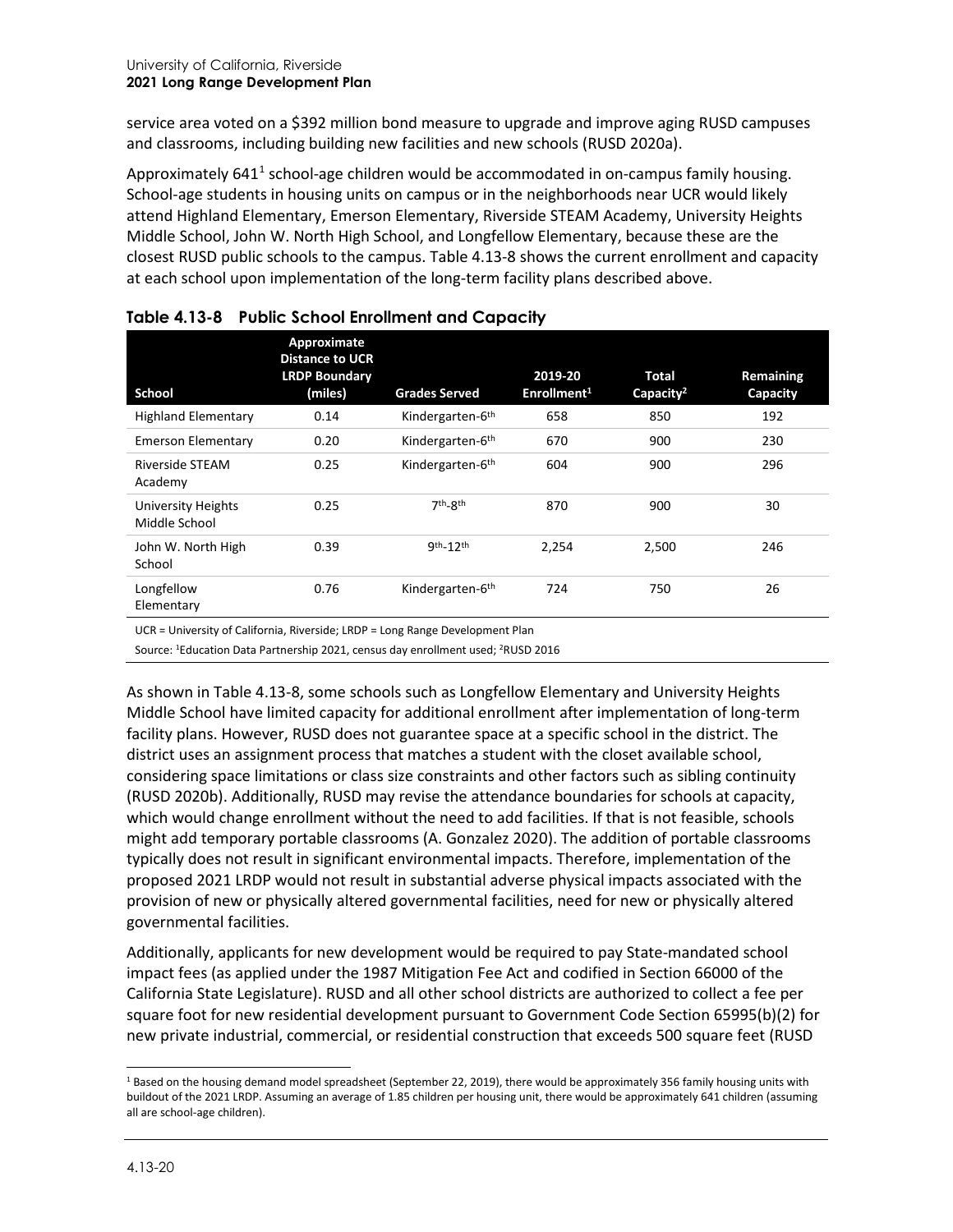service area voted on a $392 million bond measure to upgrade and improve aging RUSD campuses and classrooms, including building new facilities and new schools (RUSD 2020a).

Approximately 641[1] school-age children would be accommodated in on-campus family housing. School-age students in housing units on campus or in the neighborhoods near UCR would likely attend Highland Elementary, Emerson Elementary, Riverside STEAM Academy, University Heights Middle School, John W. North High School, and Longfellow Elementary, because these are the closest RUSD public schools to the campus. Table 4.13-8 shows the current enrollment and capacity at each school upon implementation of the long-term facility plans described above.

**Table 4.13-8 Public School Enrollment and Capacity**

| School | Approximate Distance to UCR LRDP Boundary (miles) | Grades Served | 2019-20 Enrollment[1] | Total Capacity[2] | Remaining Capacity |
|---|---|---|---|---|---|
| Highland Elementary | 0.14 | Kindergarten-6th | 658 | 850 | 192 |
| Emerson Elementary | 0.20 | Kindergarten-6th | 670 | 900 | 230 |
| Riverside STEAM Academy | 0.25 | Kindergarten-6th | 604 | 900 | 296 |
| University Heights Middle School | 0.25 | 7th-8th | 870 | 900 | 30 |
| John W. North High School | 0.39 | 9th-12th | 2,254 | 2,500 | 246 |
| Longfellow Elementary | 0.76 | Kindergarten-6th | 724 | 750 | 26 |

UCR = University of California, Riverside; LRDP = Long Range Development Plan

Source: [1]Education Data Partnership 2021, census day enrollment used; [2]RUSD 2016

As shown in Table 4.13-8, some schools such as Longfellow Elementary and University Heights Middle School have limited capacity for additional enrollment after implementation of long-term facility plans. However, RUSD does not guarantee space at a specific school in the district. The district uses an assignment process that matches a student with the closet available school, considering space limitations or class size constraints and other factors such as sibling continuity (RUSD 2020b). Additionally, RUSD may revise the attendance boundaries for schools at capacity, which would change enrollment without the need to add facilities. If that is not feasible, schools might add temporary portable classrooms (A. Gonzalez 2020). The addition of portable classrooms typically does not result in significant environmental impacts. Therefore, implementation of the proposed 2021 LRDP would not result in substantial adverse physical impacts associated with the provision of new or physically altered governmental facilities, need for new or physically altered governmental facilities.

Additionally, applicants for new development would be required to pay State-mandated school impact fees (as applied under the 1987 Mitigation Fee Act and codified in Section 66000 of the California State Legislature). RUSD and all other school districts are authorized to collect a fee per square foot for new residential development pursuant to Government Code Section 65995(b)(2) for new private industrial, commercial, or residential construction that exceeds 500 square feet (RUSD

[1] Based on the housing demand model spreadsheet (September 22, 2019), there would be approximately 356 family housing units with buildout of the 2021 LRDP. Assuming an average of 1.85 children per housing unit, there would be approximately 641 children (assuming all are school-age children).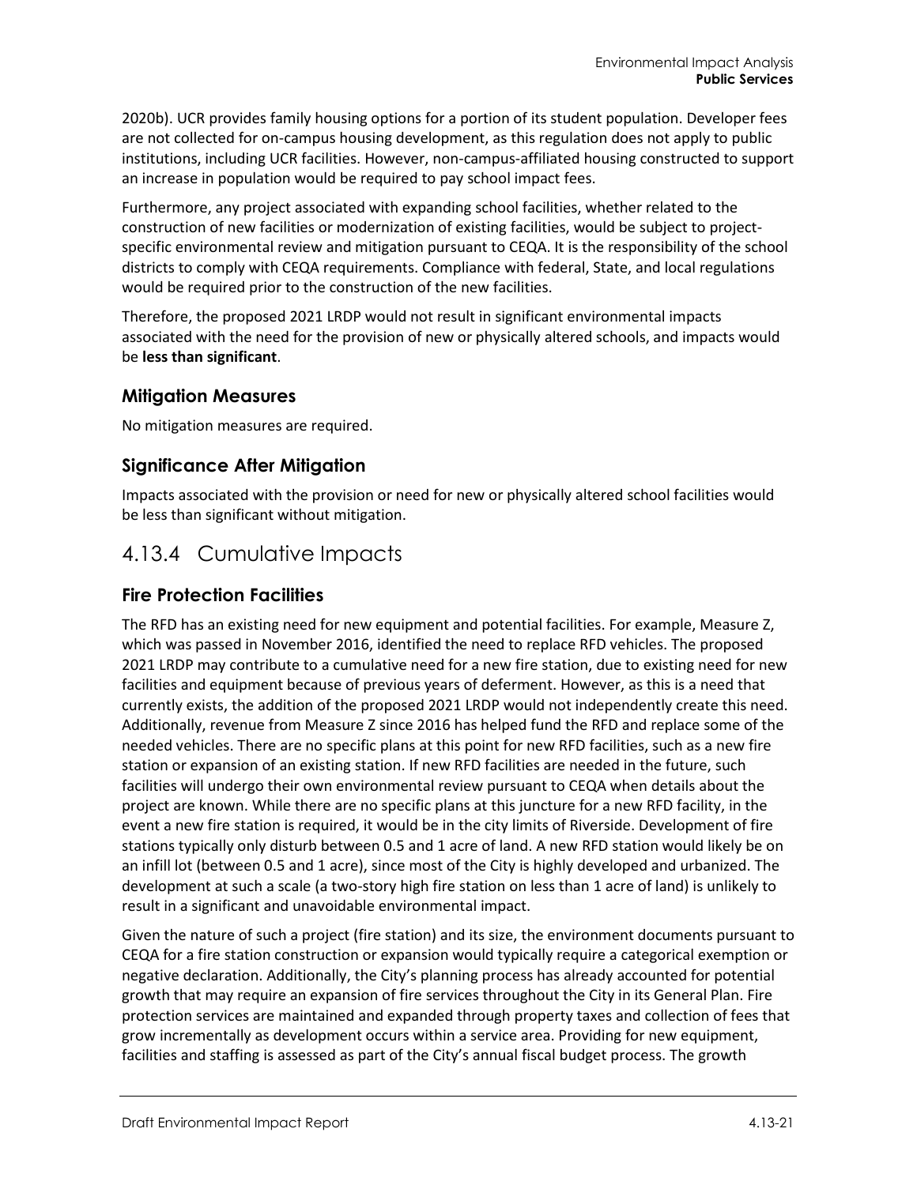2020b). UCR provides family housing options for a portion of its student population. Developer fees are not collected for on-campus housing development, as this regulation does not apply to public institutions, including UCR facilities. However, non-campus-affiliated housing constructed to support an increase in population would be required to pay school impact fees.

Furthermore, any project associated with expanding school facilities, whether related to the construction of new facilities or modernization of existing facilities, would be subject to project-specific environmental review and mitigation pursuant to CEQA. It is the responsibility of the school districts to comply with CEQA requirements. Compliance with federal, State, and local regulations would be required prior to the construction of the new facilities.

Therefore, the proposed 2021 LRDP would not result in significant environmental impacts associated with the need for the provision of new or physically altered schools, and impacts would be **less than significant**.

### Mitigation Measures

No mitigation measures are required.

### Significance After Mitigation

Impacts associated with the provision or need for new or physically altered school facilities would be less than significant without mitigation.

## 4.13.4 Cumulative Impacts

### Fire Protection Facilities

The RFD has an existing need for new equipment and potential facilities. For example, Measure Z, which was passed in November 2016, identified the need to replace RFD vehicles. The proposed 2021 LRDP may contribute to a cumulative need for a new fire station, due to existing need for new facilities and equipment because of previous years of deferment. However, as this is a need that currently exists, the addition of the proposed 2021 LRDP would not independently create this need. Additionally, revenue from Measure Z since 2016 has helped fund the RFD and replace some of the needed vehicles. There are no specific plans at this point for new RFD facilities, such as a new fire station or expansion of an existing station. If new RFD facilities are needed in the future, such facilities will undergo their own environmental review pursuant to CEQA when details about the project are known. While there are no specific plans at this juncture for a new RFD facility, in the event a new fire station is required, it would be in the city limits of Riverside. Development of fire stations typically only disturb between 0.5 and 1 acre of land. A new RFD station would likely be on an infill lot (between 0.5 and 1 acre), since most of the City is highly developed and urbanized. The development at such a scale (a two-story high fire station on less than 1 acre of land) is unlikely to result in a significant and unavoidable environmental impact.

Given the nature of such a project (fire station) and its size, the environment documents pursuant to CEQA for a fire station construction or expansion would typically require a categorical exemption or negative declaration. Additionally, the City's planning process has already accounted for potential growth that may require an expansion of fire services throughout the City in its General Plan. Fire protection services are maintained and expanded through property taxes and collection of fees that grow incrementally as development occurs within a service area. Providing for new equipment, facilities and staffing is assessed as part of the City's annual fiscal budget process. The growth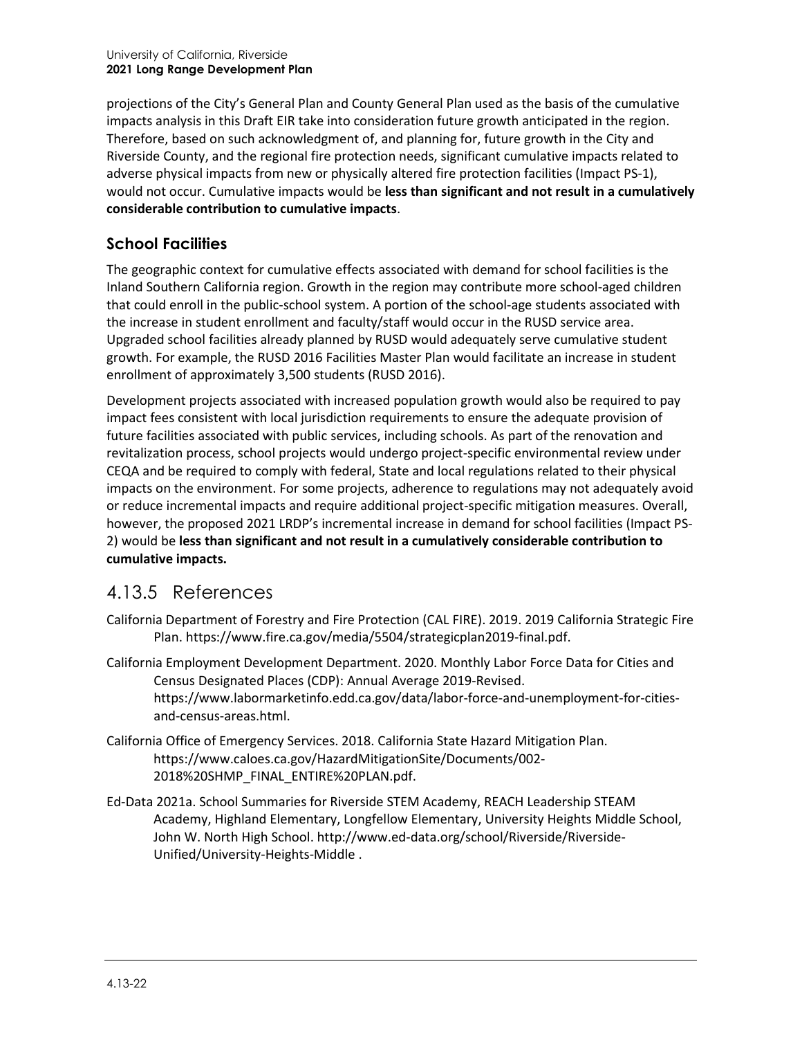projections of the City's General Plan and County General Plan used as the basis of the cumulative impacts analysis in this Draft EIR take into consideration future growth anticipated in the region. Therefore, based on such acknowledgment of, and planning for, future growth in the City and Riverside County, and the regional fire protection needs, significant cumulative impacts related to adverse physical impacts from new or physically altered fire protection facilities (Impact PS-1), would not occur. Cumulative impacts would be **less than significant and not result in a cumulatively considerable contribution to cumulative impacts**.

### School Facilities

The geographic context for cumulative effects associated with demand for school facilities is the Inland Southern California region. Growth in the region may contribute more school-aged children that could enroll in the public-school system. A portion of the school-age students associated with the increase in student enrollment and faculty/staff would occur in the RUSD service area. Upgraded school facilities already planned by RUSD would adequately serve cumulative student growth. For example, the RUSD 2016 Facilities Master Plan would facilitate an increase in student enrollment of approximately 3,500 students (RUSD 2016).

Development projects associated with increased population growth would also be required to pay impact fees consistent with local jurisdiction requirements to ensure the adequate provision of future facilities associated with public services, including schools. As part of the renovation and revitalization process, school projects would undergo project-specific environmental review under CEQA and be required to comply with federal, State and local regulations related to their physical impacts on the environment. For some projects, adherence to regulations may not adequately avoid or reduce incremental impacts and require additional project-specific mitigation measures. Overall, however, the proposed 2021 LRDP's incremental increase in demand for school facilities (Impact PS-2) would be **less than significant and not result in a cumulatively considerable contribution to cumulative impacts.**

## 4.13.5 References

California Department of Forestry and Fire Protection (CAL FIRE). 2019. 2019 California Strategic Fire Plan. https://www.fire.ca.gov/media/5504/strategicplan2019-final.pdf.

California Employment Development Department. 2020. Monthly Labor Force Data for Cities and Census Designated Places (CDP): Annual Average 2019-Revised. https://www.labormarketinfo.edd.ca.gov/data/labor-force-and-unemployment-for-cities-and-census-areas.html.

California Office of Emergency Services. 2018. California State Hazard Mitigation Plan. https://www.caloes.ca.gov/HazardMitigationSite/Documents/002-2018%20SHMP_FINAL_ENTIRE%20PLAN.pdf.

Ed-Data 2021a. School Summaries for Riverside STEM Academy, REACH Leadership STEAM Academy, Highland Elementary, Longfellow Elementary, University Heights Middle School, John W. North High School. http://www.ed-data.org/school/Riverside/Riverside-Unified/University-Heights-Middle .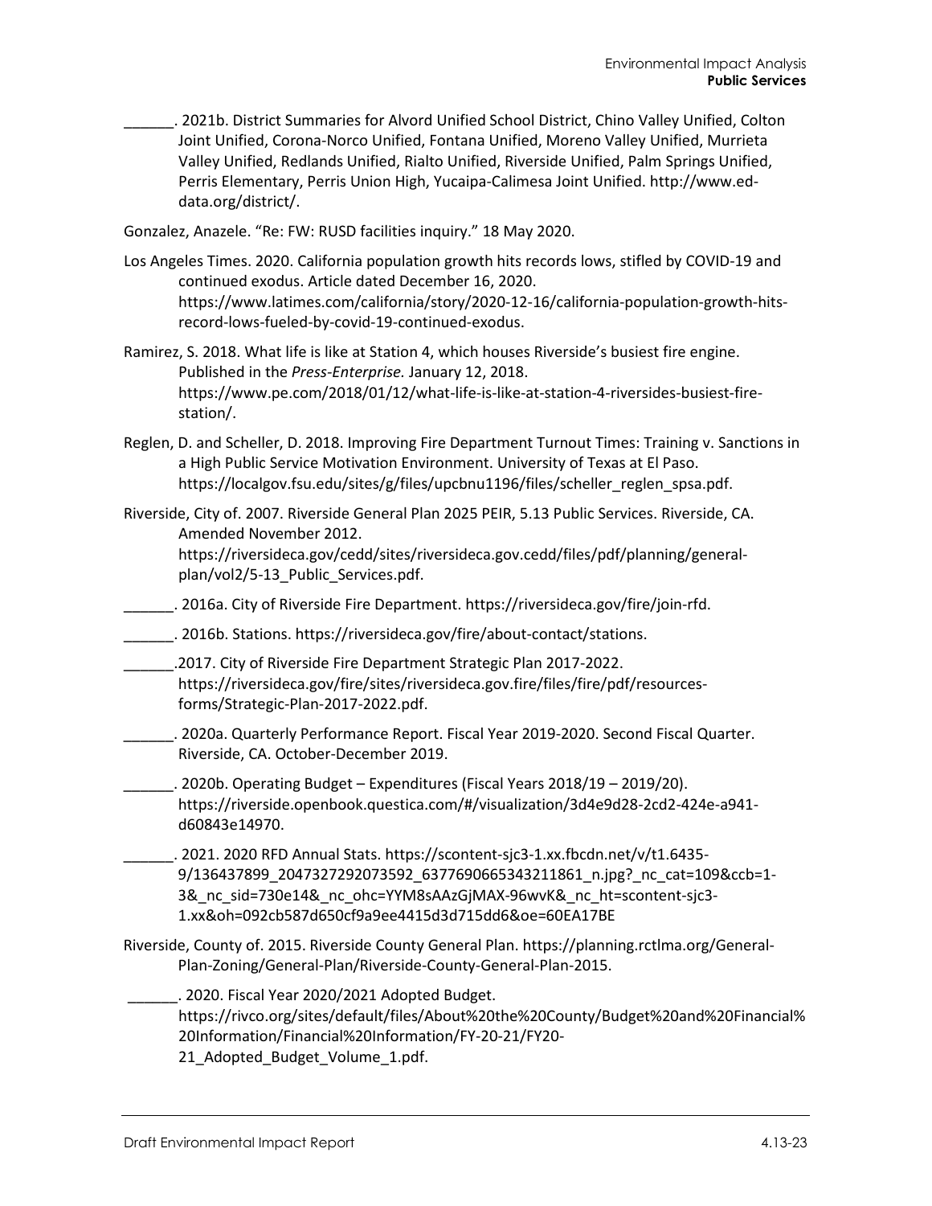______. 2021b. District Summaries for Alvord Unified School District, Chino Valley Unified, Colton Joint Unified, Corona-Norco Unified, Fontana Unified, Moreno Valley Unified, Murrieta Valley Unified, Redlands Unified, Rialto Unified, Riverside Unified, Palm Springs Unified, Perris Elementary, Perris Union High, Yucaipa-Calimesa Joint Unified. http://www.ed-data.org/district/.

Gonzalez, Anazele. "Re: FW: RUSD facilities inquiry." 18 May 2020.

Los Angeles Times. 2020. California population growth hits records lows, stifled by COVID-19 and continued exodus. Article dated December 16, 2020. https://www.latimes.com/california/story/2020-12-16/california-population-growth-hits-record-lows-fueled-by-covid-19-continued-exodus.

Ramirez, S. 2018. What life is like at Station 4, which houses Riverside's busiest fire engine. Published in the *Press-Enterprise*. January 12, 2018. https://www.pe.com/2018/01/12/what-life-is-like-at-station-4-riversides-busiest-fire-station/.

Reglen, D. and Scheller, D. 2018. Improving Fire Department Turnout Times: Training v. Sanctions in a High Public Service Motivation Environment. University of Texas at El Paso. https://localgov.fsu.edu/sites/g/files/upcbnu1196/files/scheller_reglen_spsa.pdf.

Riverside, City of. 2007. Riverside General Plan 2025 PEIR, 5.13 Public Services. Riverside, CA. Amended November 2012. https://riversideca.gov/cedd/sites/riversideca.gov.cedd/files/pdf/planning/general-plan/vol2/5-13_Public_Services.pdf.

______. 2016a. City of Riverside Fire Department. https://riversideca.gov/fire/join-rfd.

______. 2016b. Stations. https://riversideca.gov/fire/about-contact/stations.

______.2017. City of Riverside Fire Department Strategic Plan 2017-2022. https://riversideca.gov/fire/sites/riversideca.gov.fire/files/fire/pdf/resources-forms/Strategic-Plan-2017-2022.pdf.

______. 2020a. Quarterly Performance Report. Fiscal Year 2019-2020. Second Fiscal Quarter. Riverside, CA. October-December 2019.

______. 2020b. Operating Budget – Expenditures (Fiscal Years 2018/19 – 2019/20). https://riverside.openbook.questica.com/#/visualization/3d4e9d28-2cd2-424e-a941-d60843e14970.

______. 2021. 2020 RFD Annual Stats. https://scontent-sjc3-1.xx.fbcdn.net/v/t1.6435-9/136437899_2047327292073592_6377690665343211861_n.jpg?_nc_cat=109&ccb=1-3&_nc_sid=730e14&_nc_ohc=YYM8sAAzGjMAX-96wvK&_nc_ht=scontent-sjc3-1.xx&oh=092cb587d650cf9a9ee4415d3d715dd6&oe=60EA17BE

Riverside, County of. 2015. Riverside County General Plan. https://planning.rctlma.org/General-Plan-Zoning/General-Plan/Riverside-County-General-Plan-2015.

______. 2020. Fiscal Year 2020/2021 Adopted Budget. https://rivco.org/sites/default/files/About%20the%20County/Budget%20and%20Financial%20Information/Financial%20Information/FY-20-21/FY20-21_Adopted_Budget_Volume_1.pdf.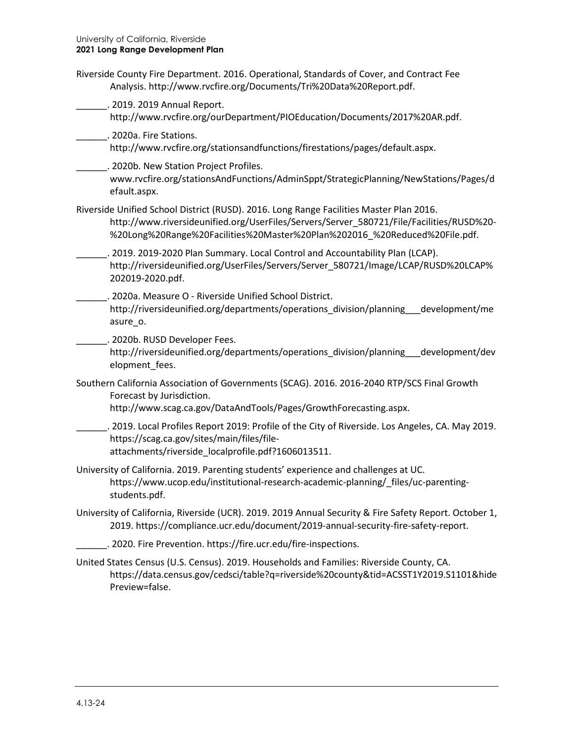Riverside County Fire Department. 2016. Operational, Standards of Cover, and Contract Fee Analysis. http://www.rvcfire.org/Documents/Tri%20Data%20Report.pdf.

______. 2019. 2019 Annual Report. http://www.rvcfire.org/ourDepartment/PIOEducation/Documents/2017%20AR.pdf.

______. 2020a. Fire Stations. http://www.rvcfire.org/stationsandfunctions/firestations/pages/default.aspx.

______. 2020b. New Station Project Profiles. www.rvcfire.org/stationsAndFunctions/AdminSppt/StrategicPlanning/NewStations/Pages/default.aspx.

Riverside Unified School District (RUSD). 2016. Long Range Facilities Master Plan 2016. http://www.riversideunified.org/UserFiles/Servers/Server_580721/File/Facilities/RUSD%20-%20Long%20Range%20Facilities%20Master%20Plan%202016_%20Reduced%20File.pdf.

______. 2019. 2019-2020 Plan Summary. Local Control and Accountability Plan (LCAP). http://riversideunified.org/UserFiles/Servers/Server_580721/Image/LCAP/RUSD%20LCAP%202019-2020.pdf.

______. 2020a. Measure O - Riverside Unified School District. http://riversideunified.org/departments/operations_division/planning___development/measure_o.

______. 2020b. RUSD Developer Fees. http://riversideunified.org/departments/operations_division/planning___development/development_fees.

Southern California Association of Governments (SCAG). 2016. 2016-2040 RTP/SCS Final Growth Forecast by Jurisdiction. http://www.scag.ca.gov/DataAndTools/Pages/GrowthForecasting.aspx.

______. 2019. Local Profiles Report 2019: Profile of the City of Riverside. Los Angeles, CA. May 2019. https://scag.ca.gov/sites/main/files/file-attachments/riverside_localprofile.pdf?1606013511.

University of California. 2019. Parenting students' experience and challenges at UC. https://www.ucop.edu/institutional-research-academic-planning/_files/uc-parenting-students.pdf.

University of California, Riverside (UCR). 2019. 2019 Annual Security & Fire Safety Report. October 1, 2019. https://compliance.ucr.edu/document/2019-annual-security-fire-safety-report.

______. 2020. Fire Prevention. https://fire.ucr.edu/fire-inspections.

United States Census (U.S. Census). 2019. Households and Families: Riverside County, CA. https://data.census.gov/cedsci/table?q=riverside%20county&tid=ACSST1Y2019.S1101&hidePreview=false.